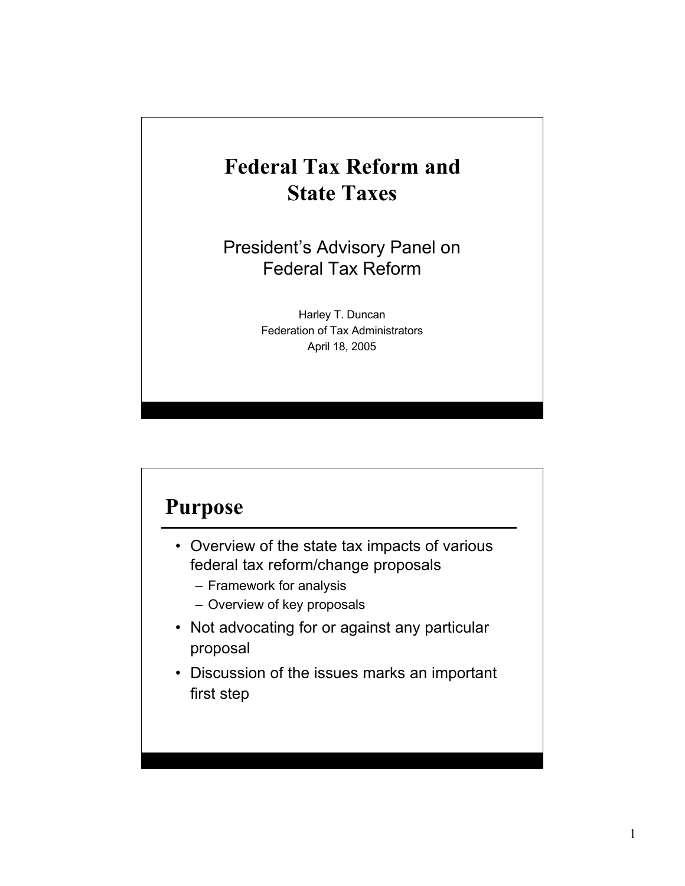# Federal Tax Reform and State Taxes

President's Advisory Panel on Federal Tax Reform

Harley T. Duncan
Federation of Tax Administrators
April 18, 2005

## Purpose

- Overview of the state tax impacts of various federal tax reform/change proposals
  - Framework for analysis
  - Overview of key proposals
- Not advocating for or against any particular proposal
- Discussion of the issues marks an important first step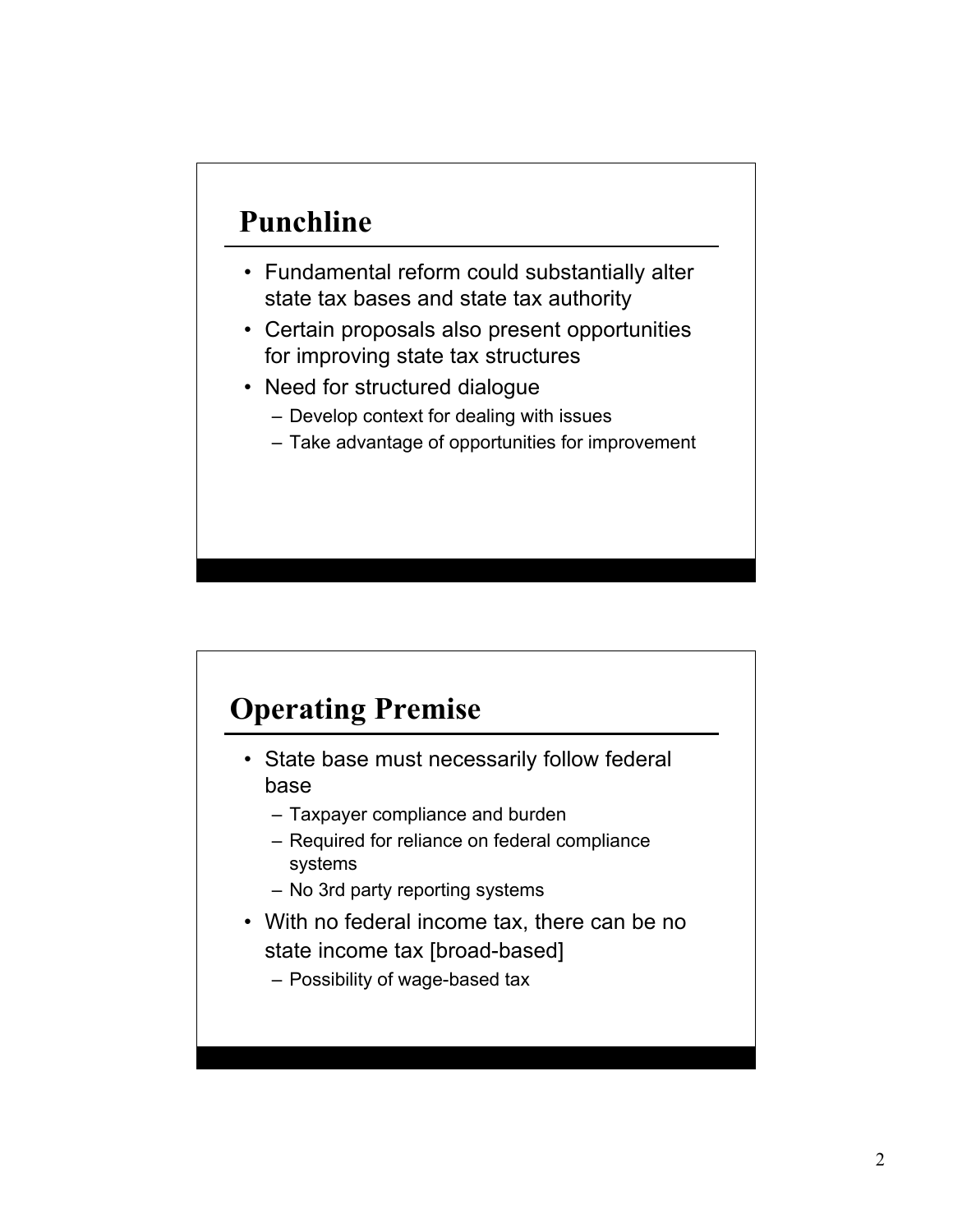## Punchline

- Fundamental reform could substantially alter state tax bases and state tax authority
- Certain proposals also present opportunities for improving state tax structures
- Need for structured dialogue
  - Develop context for dealing with issues
  - Take advantage of opportunities for improvement

## Operating Premise

- State base must necessarily follow federal base
  - Taxpayer compliance and burden
  - Required for reliance on federal compliance systems
  - No 3rd party reporting systems
- With no federal income tax, there can be no state income tax [broad-based]
  - Possibility of wage-based tax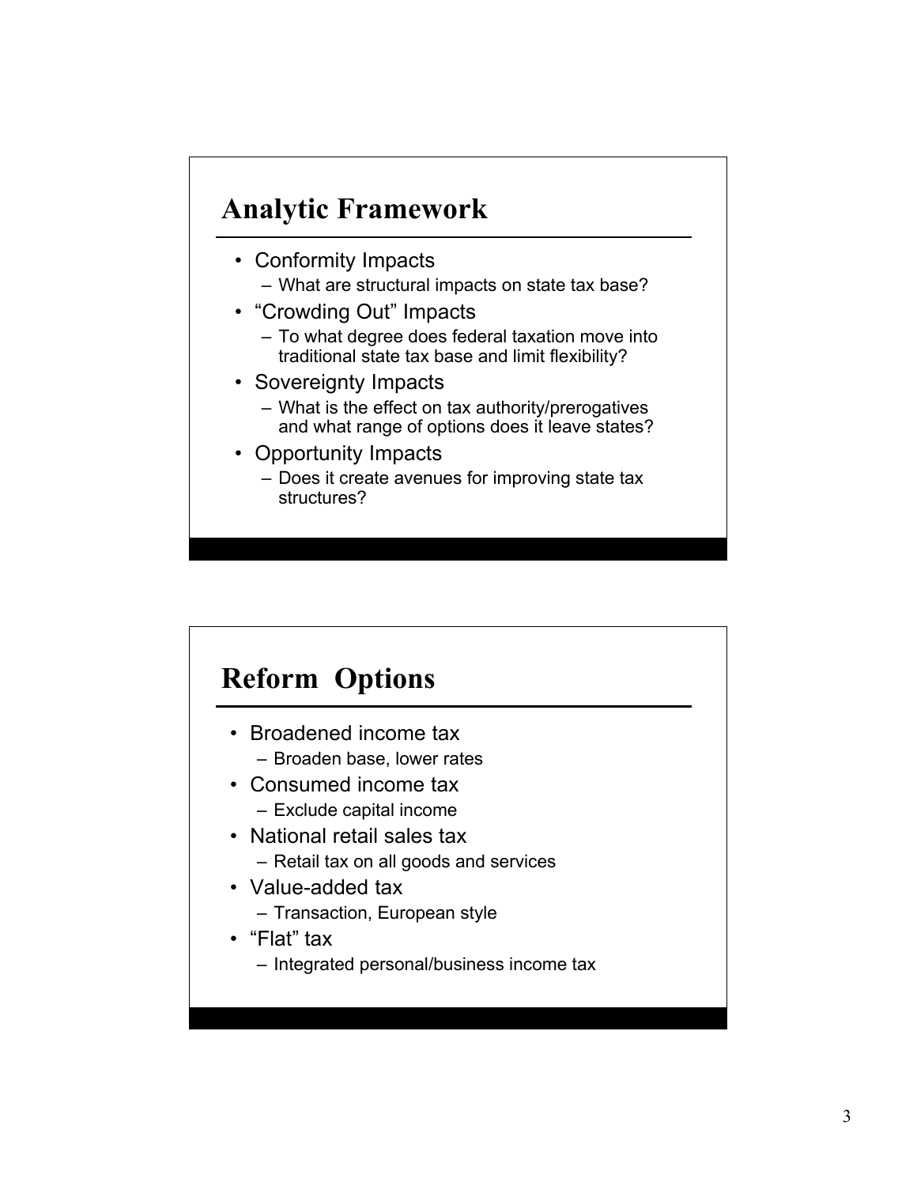## Analytic Framework

- Conformity Impacts
  - What are structural impacts on state tax base?
- “Crowding Out” Impacts
  - To what degree does federal taxation move into traditional state tax base and limit flexibility?
- Sovereignty Impacts
  - What is the effect on tax authority/prerogatives and what range of options does it leave states?
- Opportunity Impacts
  - Does it create avenues for improving state tax structures?

## Reform Options

- Broadened income tax
  - Broaden base, lower rates
- Consumed income tax
  - Exclude capital income
- National retail sales tax
  - Retail tax on all goods and services
- Value-added tax
  - Transaction, European style
- “Flat” tax
  - Integrated personal/business income tax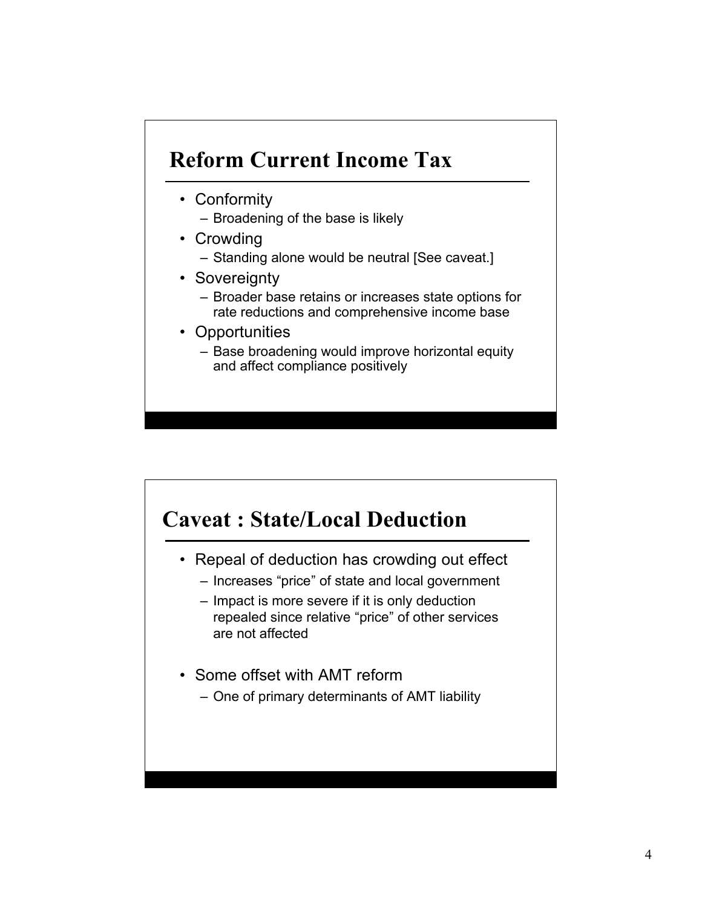## Reform Current Income Tax

- Conformity
  - Broadening of the base is likely
- Crowding
  - Standing alone would be neutral [See caveat.]
- Sovereignty
  - Broader base retains or increases state options for rate reductions and comprehensive income base
- Opportunities
  - Base broadening would improve horizontal equity and affect compliance positively

## Caveat : State/Local Deduction

- Repeal of deduction has crowding out effect
  - Increases "price" of state and local government
  - Impact is more severe if it is only deduction repealed since relative "price" of other services are not affected
- Some offset with AMT reform
  - One of primary determinants of AMT liability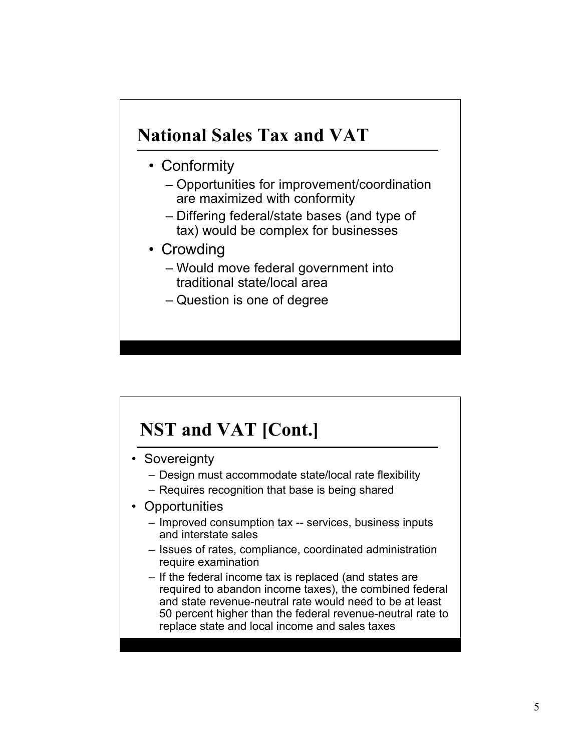## National Sales Tax and VAT

- Conformity
  - Opportunities for improvement/coordination are maximized with conformity
  - Differing federal/state bases (and type of tax) would be complex for businesses
- Crowding
  - Would move federal government into traditional state/local area
  - Question is one of degree

## NST and VAT [Cont.]

- Sovereignty
  - Design must accommodate state/local rate flexibility
  - Requires recognition that base is being shared
- Opportunities
  - Improved consumption tax -- services, business inputs and interstate sales
  - Issues of rates, compliance, coordinated administration require examination
  - If the federal income tax is replaced (and states are required to abandon income taxes), the combined federal and state revenue-neutral rate would need to be at least 50 percent higher than the federal revenue-neutral rate to replace state and local income and sales taxes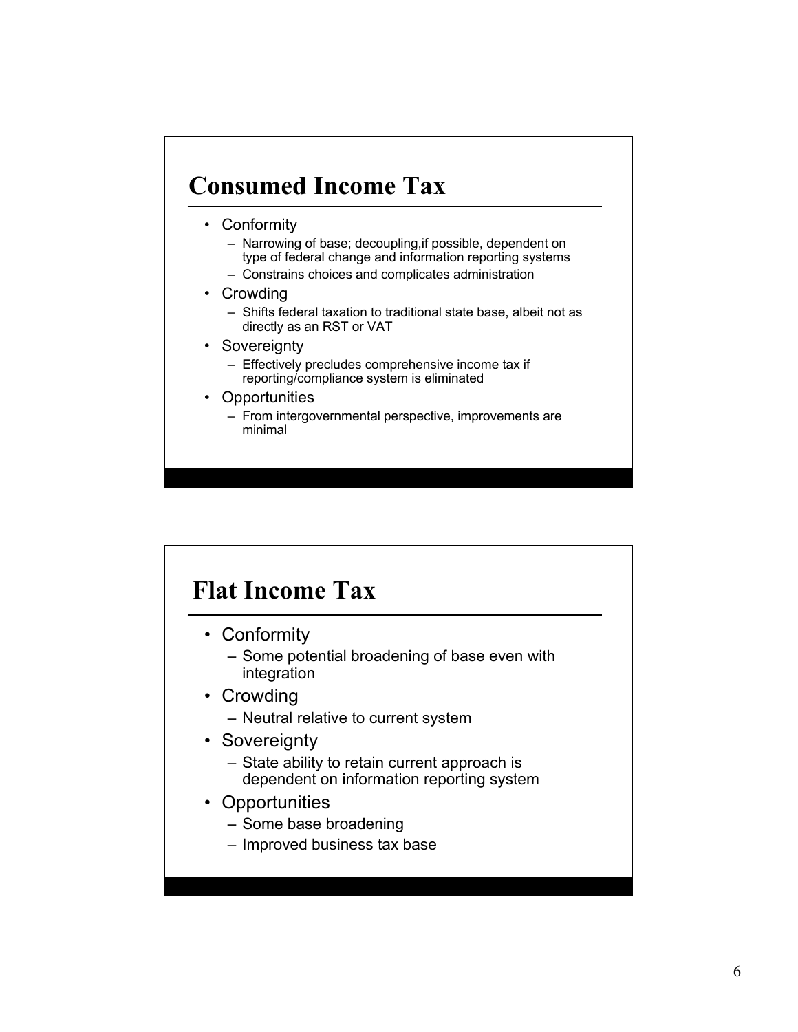## Consumed Income Tax

- Conformity
  - Narrowing of base; decoupling,if possible, dependent on type of federal change and information reporting systems
  - Constrains choices and complicates administration
- Crowding
  - Shifts federal taxation to traditional state base, albeit not as directly as an RST or VAT
- Sovereignty
  - Effectively precludes comprehensive income tax if reporting/compliance system is eliminated
- Opportunities
  - From intergovernmental perspective, improvements are minimal

## Flat Income Tax

- Conformity
  - Some potential broadening of base even with integration
- Crowding
  - Neutral relative to current system
- Sovereignty
  - State ability to retain current approach is dependent on information reporting system
- Opportunities
  - Some base broadening
  - Improved business tax base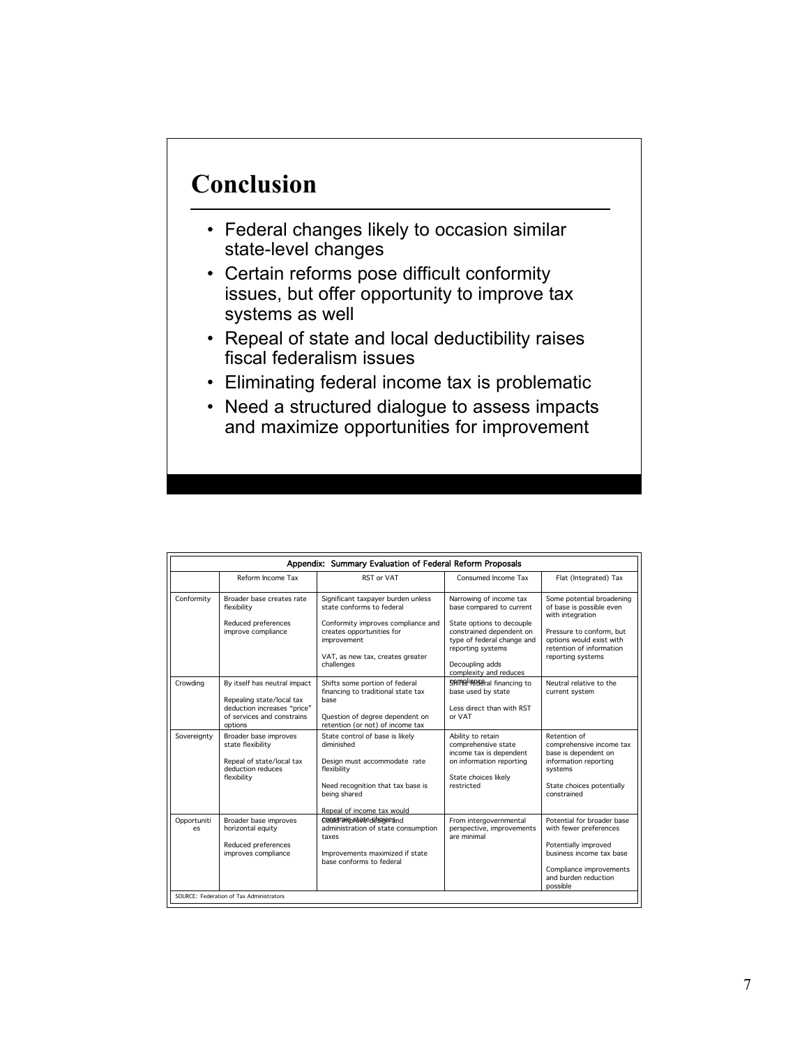# Conclusion

- Federal changes likely to occasion similar state-level changes
- Certain reforms pose difficult conformity issues, but offer opportunity to improve tax systems as well
- Repeal of state and local deductibility raises fiscal federalism issues
- Eliminating federal income tax is problematic
- Need a structured dialogue to assess impacts and maximize opportunities for improvement

**Appendix: Summary Evaluation of Federal Reform Proposals**

| | Reform Income Tax | RST or VAT | Consumed Income Tax | Flat (Integrated) Tax |
|---|---|---|---|---|
| Conformity | Broader base creates rate flexibility<br><br>Reduced preferences improve compliance | Significant taxpayer burden unless state conforms to federal<br><br>Conformity improves compliance and creates opportunities for improvement<br><br>VAT, as new tax, creates greater challenges | Narrowing of income tax base compared to current<br><br>State options to decouple constrained dependent on type of federal change and reporting systems<br><br>Decoupling adds complexity and reduces compliance | Some potential broadening of base is possible even with integration<br><br>Pressure to conform, but options would exist with retention of information reporting systems |
| Crowding | By itself has neutral impact<br><br>Repealing state/local tax deduction increases "price" of services and constrains options | Shifts some portion of federal financing to traditional state tax base<br><br>Question of degree dependent on retention (or not) of income tax | Shifts federal financing to base used by state<br><br>Less direct than with RST or VAT | Neutral relative to the current system |
| Sovereignty | Broader base improves state flexibility<br><br>Repeal of state/local tax deduction reduces flexibility | State control of base is likely diminished<br><br>Design must accommodate rate flexibility<br><br>Need recognition that tax base is being shared<br><br>Repeal of income tax would constrain state choices | Ability to retain comprehensive state income tax is dependent on information reporting<br><br>State choices likely restricted | Retention of comprehensive state income tax base is dependent on information reporting systems<br><br>State choices potentially constrained |
| Opportunities | Broader base improves horizontal equity<br><br>Reduced preferences improves compliance | Could improve design and administration of state consumption taxes<br><br>Improvements maximized if state base conforms to federal | From intergovernmental perspective, improvements are minimal | Potential for broader base with fewer preferences<br><br>Potentially improved business income tax base<br><br>Compliance improvements and burden reduction possible |

SOURCE: Federation of Tax Administrators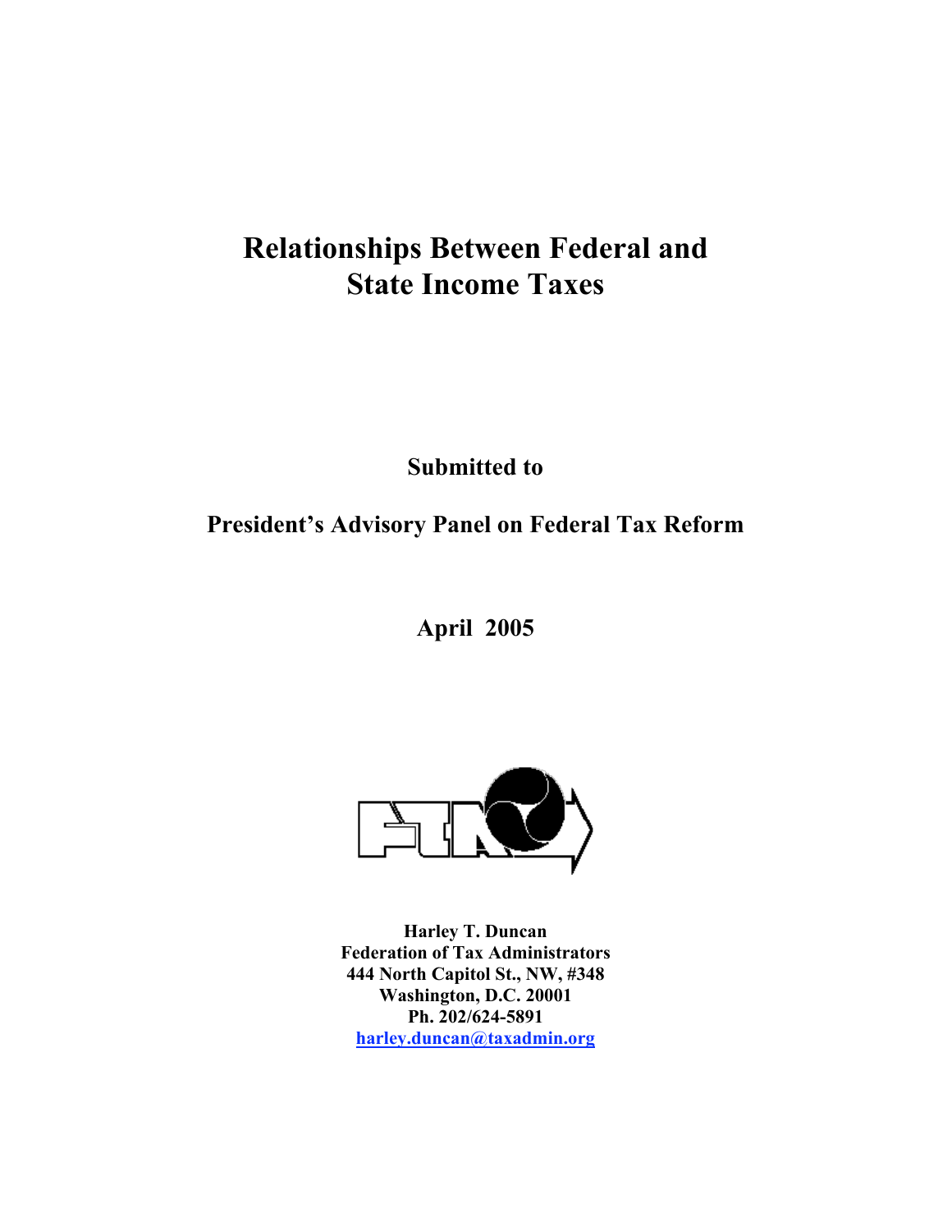# Relationships Between Federal and State Income Taxes

**Submitted to**

**President's Advisory Panel on Federal Tax Reform**

**April 2005**

**Harley T. Duncan**
**Federation of Tax Administrators**
**444 North Capitol St., NW, #348**
**Washington, D.C. 20001**
**Ph. 202/624-5891**
**harley.duncan@taxadmin.org**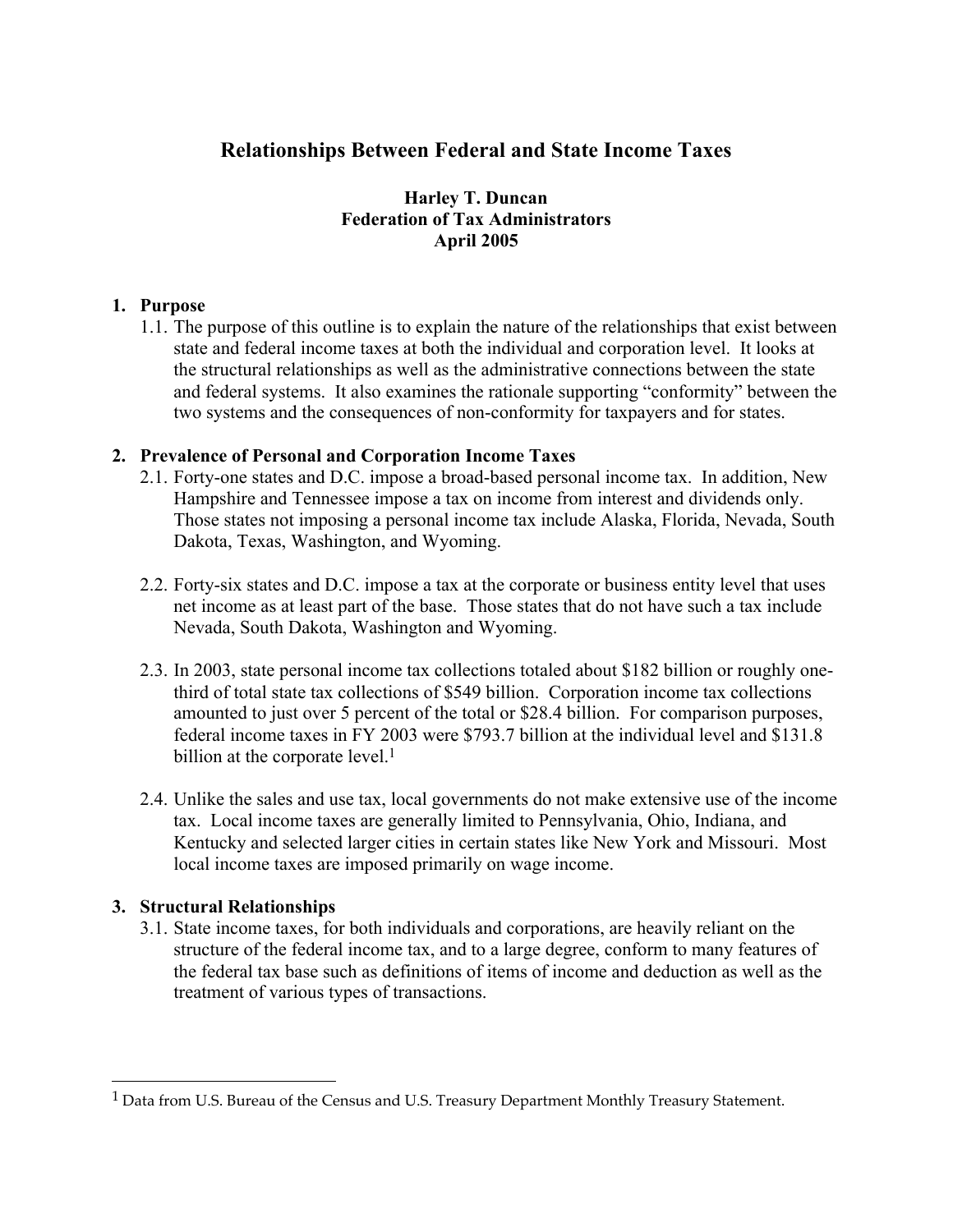# Relationships Between Federal and State Income Taxes

**Harley T. Duncan**
**Federation of Tax Administrators**
**April 2005**

## 1. Purpose

1.1. The purpose of this outline is to explain the nature of the relationships that exist between state and federal income taxes at both the individual and corporation level. It looks at the structural relationships as well as the administrative connections between the state and federal systems. It also examines the rationale supporting "conformity" between the two systems and the consequences of non-conformity for taxpayers and for states.

## 2. Prevalence of Personal and Corporation Income Taxes

2.1. Forty-one states and D.C. impose a broad-based personal income tax. In addition, New Hampshire and Tennessee impose a tax on income from interest and dividends only. Those states not imposing a personal income tax include Alaska, Florida, Nevada, South Dakota, Texas, Washington, and Wyoming.

2.2. Forty-six states and D.C. impose a tax at the corporate or business entity level that uses net income as at least part of the base. Those states that do not have such a tax include Nevada, South Dakota, Washington and Wyoming.

2.3. In 2003, state personal income tax collections totaled about $182 billion or roughly one-third of total state tax collections of $549 billion. Corporation income tax collections amounted to just over 5 percent of the total or $28.4 billion. For comparison purposes, federal income taxes in FY 2003 were $793.7 billion at the individual level and $131.8 billion at the corporate level.[1]

2.4. Unlike the sales and use tax, local governments do not make extensive use of the income tax. Local income taxes are generally limited to Pennsylvania, Ohio, Indiana, and Kentucky and selected larger cities in certain states like New York and Missouri. Most local income taxes are imposed primarily on wage income.

## 3. Structural Relationships

3.1. State income taxes, for both individuals and corporations, are heavily reliant on the structure of the federal income tax, and to a large degree, conform to many features of the federal tax base such as definitions of items of income and deduction as well as the treatment of various types of transactions.

---

[1] Data from U.S. Bureau of the Census and U.S. Treasury Department Monthly Treasury Statement.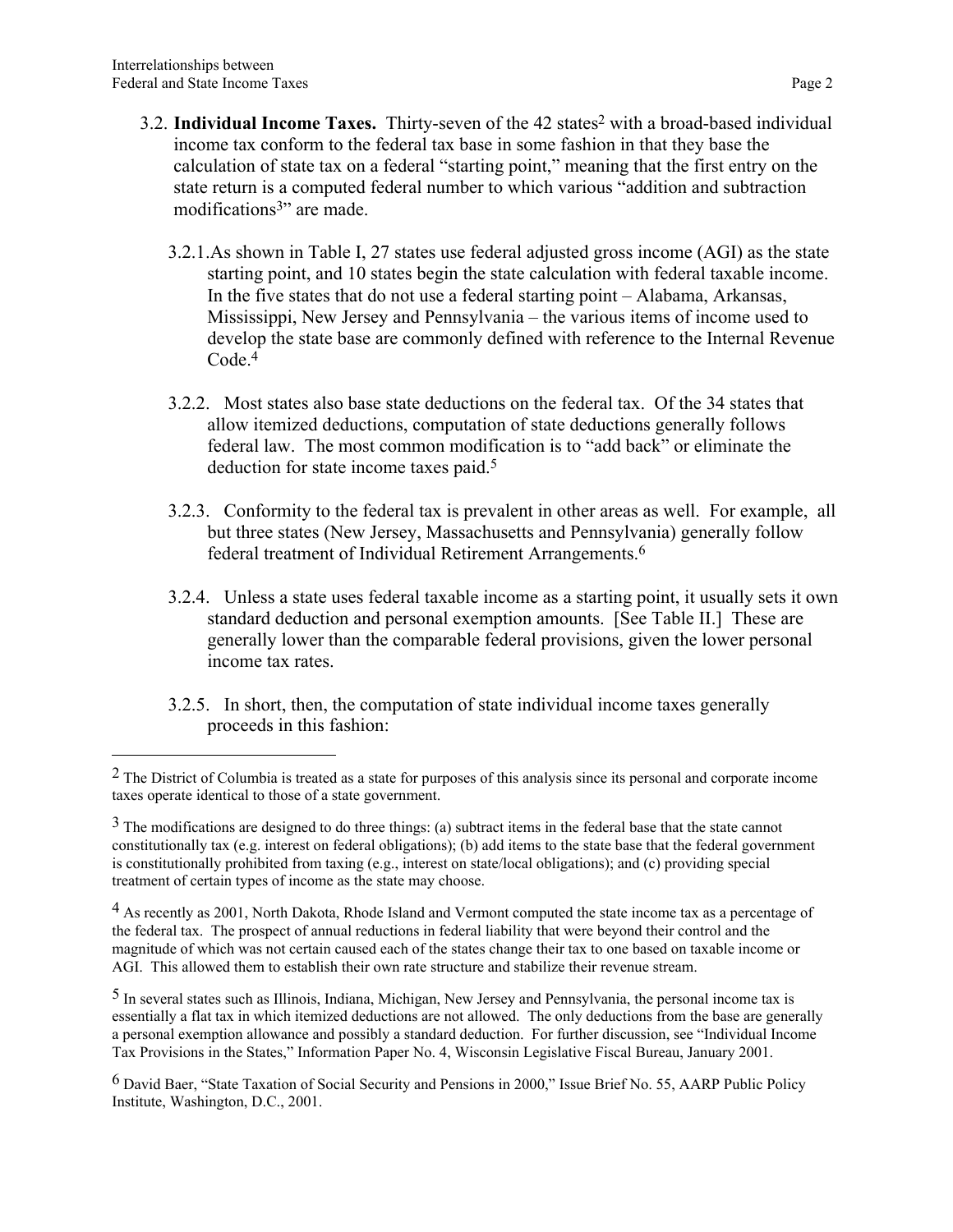3.2. **Individual Income Taxes.** Thirty-seven of the 42 states[2] with a broad-based individual income tax conform to the federal tax base in some fashion in that they base the calculation of state tax on a federal "starting point," meaning that the first entry on the state return is a computed federal number to which various "addition and subtraction modifications[3]" are made.

3.2.1. As shown in Table I, 27 states use federal adjusted gross income (AGI) as the state starting point, and 10 states begin the state calculation with federal taxable income. In the five states that do not use a federal starting point – Alabama, Arkansas, Mississippi, New Jersey and Pennsylvania – the various items of income used to develop the state base are commonly defined with reference to the Internal Revenue Code.[4]

3.2.2. Most states also base state deductions on the federal tax. Of the 34 states that allow itemized deductions, computation of state deductions generally follows federal law. The most common modification is to "add back" or eliminate the deduction for state income taxes paid.[5]

3.2.3. Conformity to the federal tax is prevalent in other areas as well. For example, all but three states (New Jersey, Massachusetts and Pennsylvania) generally follow federal treatment of Individual Retirement Arrangements.[6]

3.2.4. Unless a state uses federal taxable income as a starting point, it usually sets it own standard deduction and personal exemption amounts. [See Table II.] These are generally lower than the comparable federal provisions, given the lower personal income tax rates.

3.2.5. In short, then, the computation of state individual income taxes generally proceeds in this fashion:

---

[2] The District of Columbia is treated as a state for purposes of this analysis since its personal and corporate income taxes operate identical to those of a state government.

[3] The modifications are designed to do three things: (a) subtract items in the federal base that the state cannot constitutionally tax (e.g. interest on federal obligations); (b) add items to the state base that the federal government is constitutionally prohibited from taxing (e.g., interest on state/local obligations); and (c) providing special treatment of certain types of income as the state may choose.

[4] As recently as 2001, North Dakota, Rhode Island and Vermont computed the state income tax as a percentage of the federal tax. The prospect of annual reductions in federal liability that were beyond their control and the magnitude of which was not certain caused each of the states change their tax to one based on taxable income or AGI. This allowed them to establish their own rate structure and stabilize their revenue stream.

[5] In several states such as Illinois, Indiana, Michigan, New Jersey and Pennsylvania, the personal income tax is essentially a flat tax in which itemized deductions are not allowed. The only deductions from the base are generally a personal exemption allowance and possibly a standard deduction. For further discussion, see "Individual Income Tax Provisions in the States," Information Paper No. 4, Wisconsin Legislative Fiscal Bureau, January 2001.

[6] David Baer, "State Taxation of Social Security and Pensions in 2000," Issue Brief No. 55, AARP Public Policy Institute, Washington, D.C., 2001.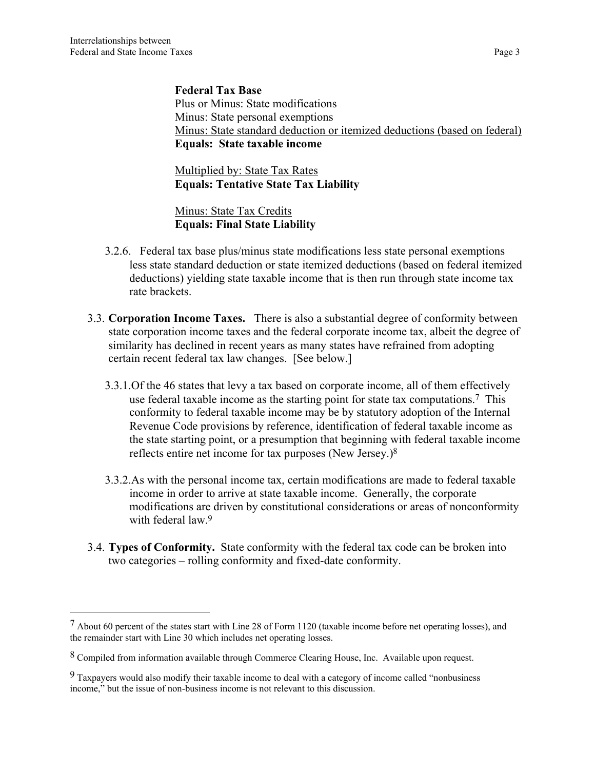**Federal Tax Base**
Plus or Minus: State modifications
Minus: State personal exemptions
Minus: State standard deduction or itemized deductions (based on federal)
**Equals: State taxable income**

Multiplied by: State Tax Rates
**Equals: Tentative State Tax Liability**

Minus: State Tax Credits
**Equals: Final State Liability**

3.2.6. Federal tax base plus/minus state modifications less state personal exemptions less state standard deduction or state itemized deductions (based on federal itemized deductions) yielding state taxable income that is then run through state income tax rate brackets.

3.3. **Corporation Income Taxes.** There is also a substantial degree of conformity between state corporation income taxes and the federal corporate income tax, albeit the degree of similarity has declined in recent years as many states have refrained from adopting certain recent federal tax law changes. [See below.]

3.3.1. Of the 46 states that levy a tax based on corporate income, all of them effectively use federal taxable income as the starting point for state tax computations.[7] This conformity to federal taxable income may be by statutory adoption of the Internal Revenue Code provisions by reference, identification of federal taxable income as the state starting point, or a presumption that beginning with federal taxable income reflects entire net income for tax purposes (New Jersey.)[8]

3.3.2. As with the personal income tax, certain modifications are made to federal taxable income in order to arrive at state taxable income. Generally, the corporate modifications are driven by constitutional considerations or areas of nonconformity with federal law.[9]

3.4. **Types of Conformity.** State conformity with the federal tax code can be broken into two categories – rolling conformity and fixed-date conformity.

---

[7] About 60 percent of the states start with Line 28 of Form 1120 (taxable income before net operating losses), and the remainder start with Line 30 which includes net operating losses.

[8] Compiled from information available through Commerce Clearing House, Inc. Available upon request.

[9] Taxpayers would also modify their taxable income to deal with a category of income called "nonbusiness income," but the issue of non-business income is not relevant to this discussion.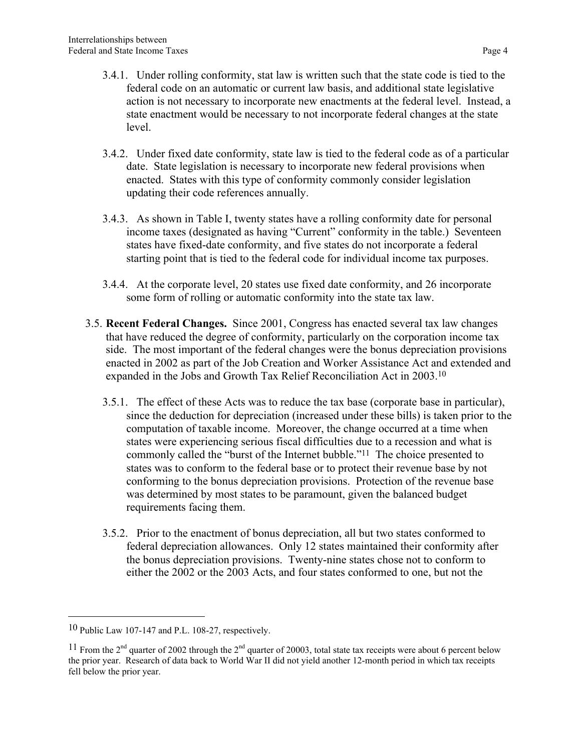3.4.1. Under rolling conformity, stat law is written such that the state code is tied to the federal code on an automatic or current law basis, and additional state legislative action is not necessary to incorporate new enactments at the federal level. Instead, a state enactment would be necessary to not incorporate federal changes at the state level.

3.4.2. Under fixed date conformity, state law is tied to the federal code as of a particular date. State legislation is necessary to incorporate new federal provisions when enacted. States with this type of conformity commonly consider legislation updating their code references annually.

3.4.3. As shown in Table I, twenty states have a rolling conformity date for personal income taxes (designated as having "Current" conformity in the table.) Seventeen states have fixed-date conformity, and five states do not incorporate a federal starting point that is tied to the federal code for individual income tax purposes.

3.4.4. At the corporate level, 20 states use fixed date conformity, and 26 incorporate some form of rolling or automatic conformity into the state tax law.

3.5. **Recent Federal Changes.** Since 2001, Congress has enacted several tax law changes that have reduced the degree of conformity, particularly on the corporation income tax side. The most important of the federal changes were the bonus depreciation provisions enacted in 2002 as part of the Job Creation and Worker Assistance Act and extended and expanded in the Jobs and Growth Tax Relief Reconciliation Act in 2003.[10]

3.5.1. The effect of these Acts was to reduce the tax base (corporate base in particular), since the deduction for depreciation (increased under these bills) is taken prior to the computation of taxable income. Moreover, the change occurred at a time when states were experiencing serious fiscal difficulties due to a recession and what is commonly called the "burst of the Internet bubble."[11] The choice presented to states was to conform to the federal base or to protect their revenue base by not conforming to the bonus depreciation provisions. Protection of the revenue base was determined by most states to be paramount, given the balanced budget requirements facing them.

3.5.2. Prior to the enactment of bonus depreciation, all but two states conformed to federal depreciation allowances. Only 12 states maintained their conformity after the bonus depreciation provisions. Twenty-nine states chose not to conform to either the 2002 or the 2003 Acts, and four states conformed to one, but not the

---

[10] Public Law 107-147 and P.L. 108-27, respectively.

[11] From the 2nd quarter of 2002 through the 2nd quarter of 20003, total state tax receipts were about 6 percent below the prior year. Research of data back to World War II did not yield another 12-month period in which tax receipts fell below the prior year.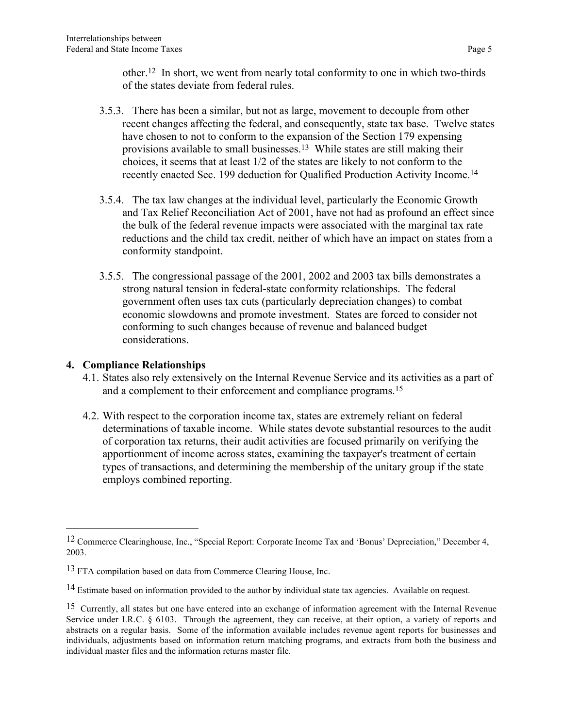other.[12] In short, we went from nearly total conformity to one in which two-thirds of the states deviate from federal rules.

3.5.3. There has been a similar, but not as large, movement to decouple from other recent changes affecting the federal, and consequently, state tax base. Twelve states have chosen to not to conform to the expansion of the Section 179 expensing provisions available to small businesses.[13] While states are still making their choices, it seems that at least 1/2 of the states are likely to not conform to the recently enacted Sec. 199 deduction for Qualified Production Activity Income.[14]

3.5.4. The tax law changes at the individual level, particularly the Economic Growth and Tax Relief Reconciliation Act of 2001, have not had as profound an effect since the bulk of the federal revenue impacts were associated with the marginal tax rate reductions and the child tax credit, neither of which have an impact on states from a conformity standpoint.

3.5.5. The congressional passage of the 2001, 2002 and 2003 tax bills demonstrates a strong natural tension in federal-state conformity relationships. The federal government often uses tax cuts (particularly depreciation changes) to combat economic slowdowns and promote investment. States are forced to consider not conforming to such changes because of revenue and balanced budget considerations.

## 4. Compliance Relationships

4.1. States also rely extensively on the Internal Revenue Service and its activities as a part of and a complement to their enforcement and compliance programs.[15]

4.2. With respect to the corporation income tax, states are extremely reliant on federal determinations of taxable income. While states devote substantial resources to the audit of corporation tax returns, their audit activities are focused primarily on verifying the apportionment of income across states, examining the taxpayer's treatment of certain types of transactions, and determining the membership of the unitary group if the state employs combined reporting.

---

[12] Commerce Clearinghouse, Inc., "Special Report: Corporate Income Tax and 'Bonus' Depreciation," December 4, 2003.

[13] FTA compilation based on data from Commerce Clearing House, Inc.

[14] Estimate based on information provided to the author by individual state tax agencies. Available on request.

[15] Currently, all states but one have entered into an exchange of information agreement with the Internal Revenue Service under I.R.C. § 6103. Through the agreement, they can receive, at their option, a variety of reports and abstracts on a regular basis. Some of the information available includes revenue agent reports for businesses and individuals, adjustments based on information return matching programs, and extracts from both the business and individual master files and the information returns master file.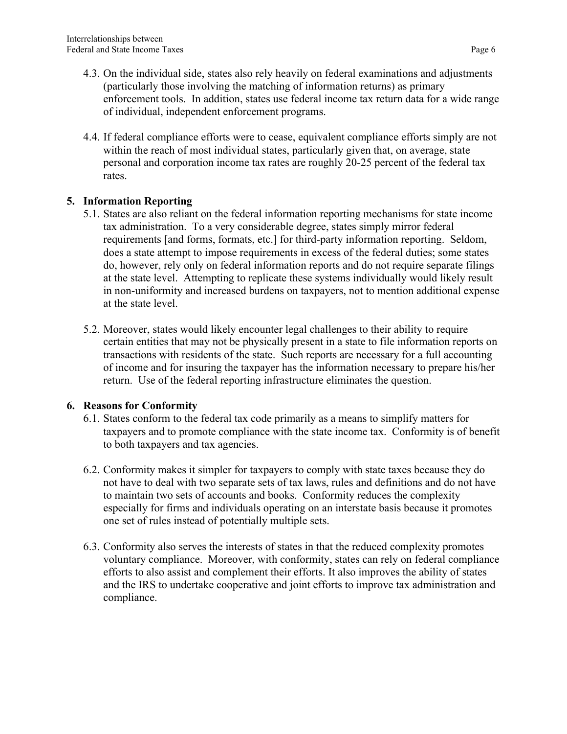4.3. On the individual side, states also rely heavily on federal examinations and adjustments (particularly those involving the matching of information returns) as primary enforcement tools. In addition, states use federal income tax return data for a wide range of individual, independent enforcement programs.

4.4. If federal compliance efforts were to cease, equivalent compliance efforts simply are not within the reach of most individual states, particularly given that, on average, state personal and corporation income tax rates are roughly 20-25 percent of the federal tax rates.

## 5. Information Reporting

5.1. States are also reliant on the federal information reporting mechanisms for state income tax administration. To a very considerable degree, states simply mirror federal requirements [and forms, formats, etc.] for third-party information reporting. Seldom, does a state attempt to impose requirements in excess of the federal duties; some states do, however, rely only on federal information reports and do not require separate filings at the state level. Attempting to replicate these systems individually would likely result in non-uniformity and increased burdens on taxpayers, not to mention additional expense at the state level.

5.2. Moreover, states would likely encounter legal challenges to their ability to require certain entities that may not be physically present in a state to file information reports on transactions with residents of the state. Such reports are necessary for a full accounting of income and for insuring the taxpayer has the information necessary to prepare his/her return. Use of the federal reporting infrastructure eliminates the question.

## 6. Reasons for Conformity

6.1. States conform to the federal tax code primarily as a means to simplify matters for taxpayers and to promote compliance with the state income tax. Conformity is of benefit to both taxpayers and tax agencies.

6.2. Conformity makes it simpler for taxpayers to comply with state taxes because they do not have to deal with two separate sets of tax laws, rules and definitions and do not have to maintain two sets of accounts and books. Conformity reduces the complexity especially for firms and individuals operating on an interstate basis because it promotes one set of rules instead of potentially multiple sets.

6.3. Conformity also serves the interests of states in that the reduced complexity promotes voluntary compliance. Moreover, with conformity, states can rely on federal compliance efforts to also assist and complement their efforts. It also improves the ability of states and the IRS to undertake cooperative and joint efforts to improve tax administration and compliance.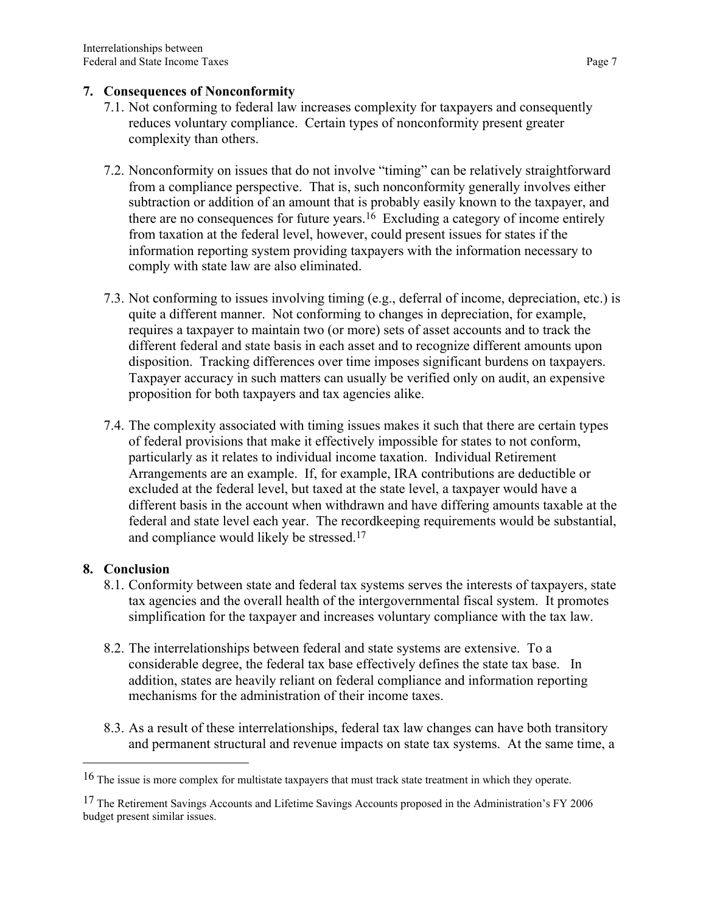## 7. Consequences of Nonconformity

7.1. Not conforming to federal law increases complexity for taxpayers and consequently reduces voluntary compliance. Certain types of nonconformity present greater complexity than others.

7.2. Nonconformity on issues that do not involve "timing" can be relatively straightforward from a compliance perspective. That is, such nonconformity generally involves either subtraction or addition of an amount that is probably easily known to the taxpayer, and there are no consequences for future years.[16] Excluding a category of income entirely from taxation at the federal level, however, could present issues for states if the information reporting system providing taxpayers with the information necessary to comply with state law are also eliminated.

7.3. Not conforming to issues involving timing (e.g., deferral of income, depreciation, etc.) is quite a different manner. Not conforming to changes in depreciation, for example, requires a taxpayer to maintain two (or more) sets of asset accounts and to track the different federal and state basis in each asset and to recognize different amounts upon disposition. Tracking differences over time imposes significant burdens on taxpayers. Taxpayer accuracy in such matters can usually be verified only on audit, an expensive proposition for both taxpayers and tax agencies alike.

7.4. The complexity associated with timing issues makes it such that there are certain types of federal provisions that make it effectively impossible for states to not conform, particularly as it relates to individual income taxation. Individual Retirement Arrangements are an example. If, for example, IRA contributions are deductible or excluded at the federal level, but taxed at the state level, a taxpayer would have a different basis in the account when withdrawn and have differing amounts taxable at the federal and state level each year. The recordkeeping requirements would be substantial, and compliance would likely be stressed.[17]

## 8. Conclusion

8.1. Conformity between state and federal tax systems serves the interests of taxpayers, state tax agencies and the overall health of the intergovernmental fiscal system. It promotes simplification for the taxpayer and increases voluntary compliance with the tax law.

8.2. The interrelationships between federal and state systems are extensive. To a considerable degree, the federal tax base effectively defines the state tax base. In addition, states are heavily reliant on federal compliance and information reporting mechanisms for the administration of their income taxes.

8.3. As a result of these interrelationships, federal tax law changes can have both transitory and permanent structural and revenue impacts on state tax systems. At the same time, a

---

[16] The issue is more complex for multistate taxpayers that must track state treatment in which they operate.

[17] The Retirement Savings Accounts and Lifetime Savings Accounts proposed in the Administration's FY 2006 budget present similar issues.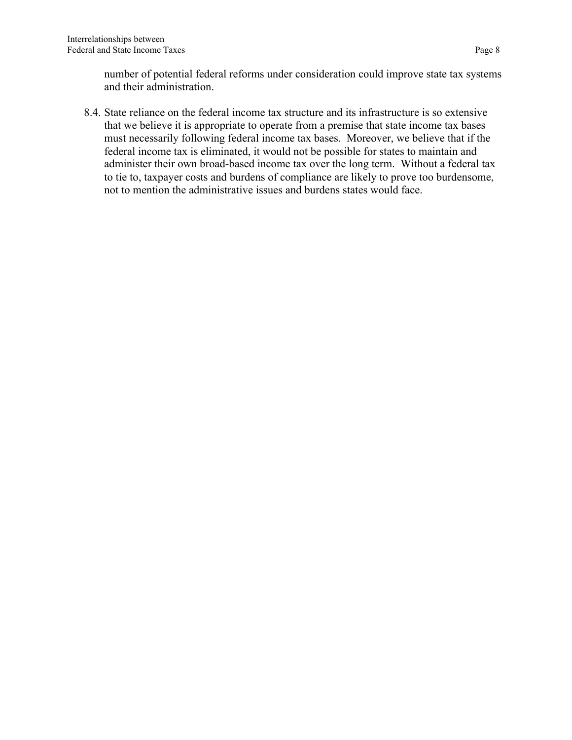number of potential federal reforms under consideration could improve state tax systems and their administration.

8.4. State reliance on the federal income tax structure and its infrastructure is so extensive that we believe it is appropriate to operate from a premise that state income tax bases must necessarily following federal income tax bases. Moreover, we believe that if the federal income tax is eliminated, it would not be possible for states to maintain and administer their own broad-based income tax over the long term. Without a federal tax to tie to, taxpayer costs and burdens of compliance are likely to prove too burdensome, not to mention the administrative issues and burdens states would face.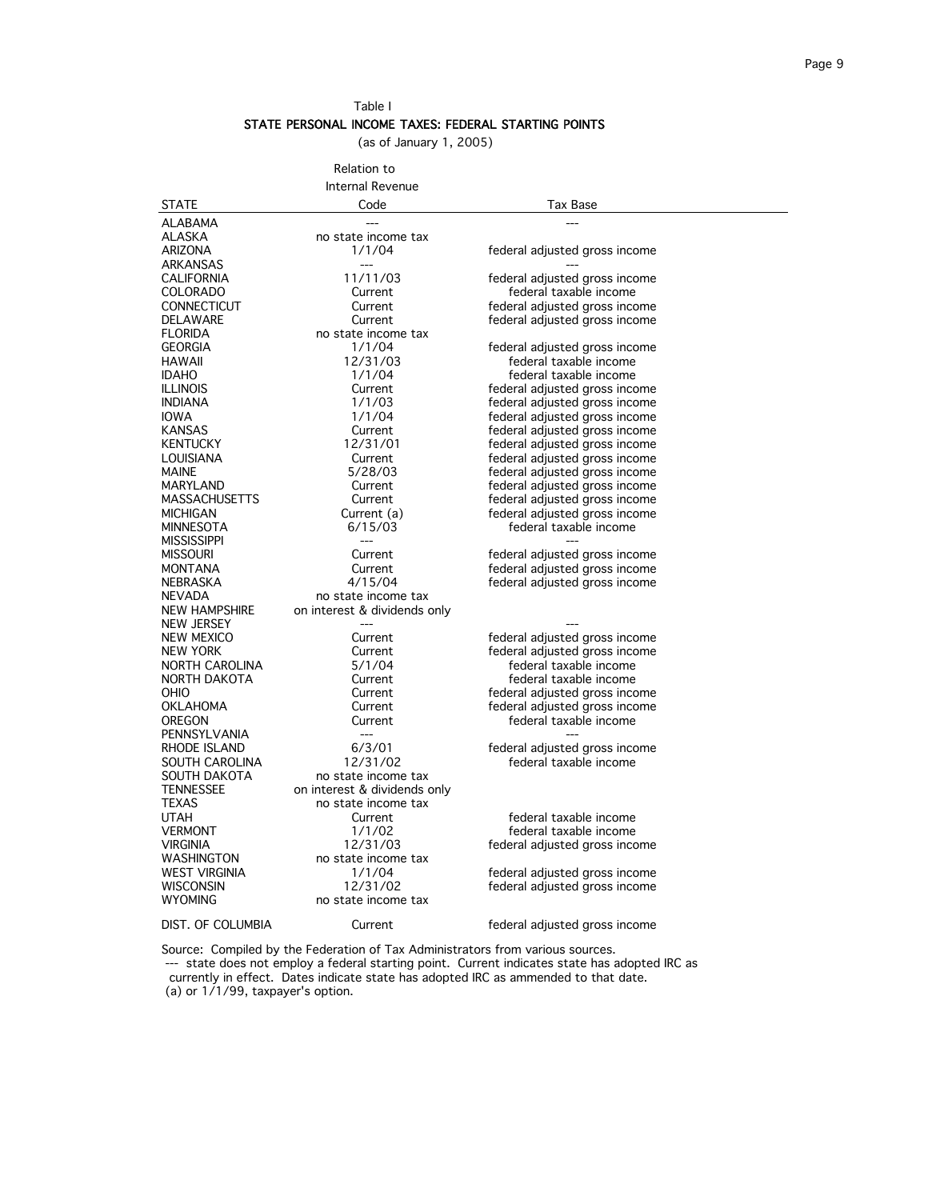Table I

**STATE PERSONAL INCOME TAXES: FEDERAL STARTING POINTS**

(as of January 1, 2005)

| STATE | Relation to Internal Revenue Code | Tax Base |
|---|---|---|
| ALABAMA | --- | --- |
| ALASKA | no state income tax | |
| ARIZONA | 1/1/04 | federal adjusted gross income |
| ARKANSAS | --- | --- |
| CALIFORNIA | 11/11/03 | federal adjusted gross income |
| COLORADO | Current | federal taxable income |
| CONNECTICUT | Current | federal adjusted gross income |
| DELAWARE | Current | federal adjusted gross income |
| FLORIDA | no state income tax | |
| GEORGIA | 1/1/04 | federal adjusted gross income |
| HAWAII | 12/31/03 | federal taxable income |
| IDAHO | 1/1/04 | federal taxable income |
| ILLINOIS | Current | federal adjusted gross income |
| INDIANA | 1/1/03 | federal adjusted gross income |
| IOWA | 1/1/04 | federal adjusted gross income |
| KANSAS | Current | federal adjusted gross income |
| KENTUCKY | 12/31/01 | federal adjusted gross income |
| LOUISIANA | Current | federal adjusted gross income |
| MAINE | 5/28/03 | federal adjusted gross income |
| MARYLAND | Current | federal adjusted gross income |
| MASSACHUSETTS | Current | federal adjusted gross income |
| MICHIGAN | Current (a) | federal adjusted gross income |
| MINNESOTA | 6/15/03 | federal taxable income |
| MISSISSIPPI | --- | --- |
| MISSOURI | Current | federal adjusted gross income |
| MONTANA | Current | federal adjusted gross income |
| NEBRASKA | 4/15/04 | federal adjusted gross income |
| NEVADA | no state income tax | |
| NEW HAMPSHIRE | on interest & dividends only | |
| NEW JERSEY | --- | --- |
| NEW MEXICO | Current | federal adjusted gross income |
| NEW YORK | Current | federal adjusted gross income |
| NORTH CAROLINA | 5/1/04 | federal taxable income |
| NORTH DAKOTA | Current | federal taxable income |
| OHIO | Current | federal adjusted gross income |
| OKLAHOMA | Current | federal adjusted gross income |
| OREGON | Current | federal taxable income |
| PENNSYLVANIA | --- | --- |
| RHODE ISLAND | 6/3/01 | federal adjusted gross income |
| SOUTH CAROLINA | 12/31/02 | federal taxable income |
| SOUTH DAKOTA | no state income tax | |
| TENNESSEE | on interest & dividends only | |
| TEXAS | no state income tax | |
| UTAH | Current | federal taxable income |
| VERMONT | 1/1/02 | federal taxable income |
| VIRGINIA | 12/31/03 | federal adjusted gross income |
| WASHINGTON | no state income tax | |
| WEST VIRGINIA | 1/1/04 | federal adjusted gross income |
| WISCONSIN | 12/31/02 | federal adjusted gross income |
| WYOMING | no state income tax | |
| DIST. OF COLUMBIA | Current | federal adjusted gross income |

Source: Compiled by the Federation of Tax Administrators from various sources.

--- state does not employ a federal starting point. Current indicates state has adopted IRC as currently in effect. Dates indicate state has adopted IRC as ammended to that date.

(a) or 1/1/99, taxpayer's option.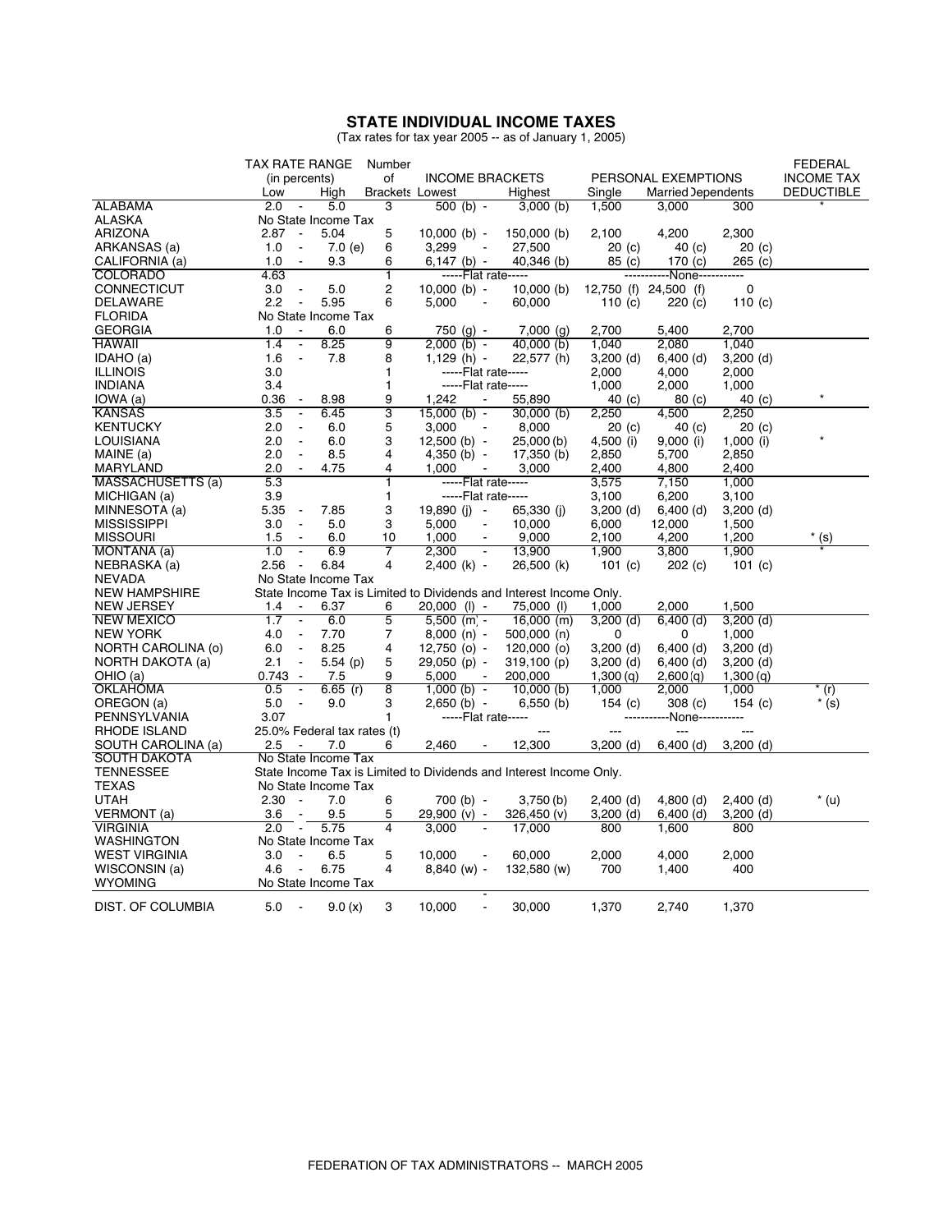# STATE INDIVIDUAL INCOME TAXES

(Tax rates for tax year 2005 -- as of January 1, 2005)

| | TAX RATE RANGE (in percents) | | Number of Brackets | INCOME BRACKETS | | PERSONAL EXEMPTIONS | | | FEDERAL INCOME TAX DEDUCTIBLE |
|---|---|---|---|---|---|---|---|---|---|
| | Low | High | | Lowest | Highest | Single | Married | Dependents | |
| ALABAMA | 2.0 | 5.0 | 3 | 500 (b) | 3,000 (b) | 1,500 | 3,000 | 300 | * |
| ALASKA | No State Income Tax | | | | | | | | |
| ARIZONA | 2.87 | 5.04 | 5 | 10,000 (b) | 150,000 (b) | 2,100 | 4,200 | 2,300 | |
| ARKANSAS (a) | 1.0 | 7.0 (e) | 6 | 3,299 | 27,500 | 20 (c) | 40 (c) | 20 (c) | |
| CALIFORNIA (a) | 1.0 | 9.3 | 6 | 6,147 (b) | 40,346 (b) | 85 (c) | 170 (c) | 265 (c) | |
| COLORADO | 4.63 | | 1 | -----Flat rate----- | | -----------None----------- | | | |
| CONNECTICUT | 3.0 | 5.0 | 2 | 10,000 (b) | 10,000 (b) | 12,750 (f) | 24,500 (f) | 0 | |
| DELAWARE | 2.2 | 5.95 | 6 | 5,000 | 60,000 | 110 (c) | 220 (c) | 110 (c) | |
| FLORIDA | No State Income Tax | | | | | | | | |
| GEORGIA | 1.0 | 6.0 | 6 | 750 (g) | 7,000 (g) | 2,700 | 5,400 | 2,700 | |
| HAWAII | 1.4 | 8.25 | 9 | 2,000 (b) | 40,000 (b) | 1,040 | 2,080 | 1,040 | |
| IDAHO (a) | 1.6 | 7.8 | 8 | 1,129 (h) | 22,577 (h) | 3,200 (d) | 6,400 (d) | 3,200 (d) | |
| ILLINOIS | 3.0 | | 1 | -----Flat rate----- | | 2,000 | 4,000 | 2,000 | |
| INDIANA | 3.4 | | 1 | -----Flat rate----- | | 1,000 | 2,000 | 1,000 | |
| IOWA (a) | 0.36 | 8.98 | 9 | 1,242 | 55,890 | 40 (c) | 80 (c) | 40 (c) | * |
| KANSAS | 3.5 | 6.45 | 3 | 15,000 (b) | 30,000 (b) | 2,250 | 4,500 | 2,250 | |
| KENTUCKY | 2.0 | 6.0 | 5 | 3,000 | 8,000 | 20 (c) | 40 (c) | 20 (c) | |
| LOUISIANA | 2.0 | 6.0 | 3 | 12,500 (b) | 25,000 (b) | 4,500 (i) | 9,000 (i) | 1,000 (i) | * |
| MAINE (a) | 2.0 | 8.5 | 4 | 4,350 (b) | 17,350 (b) | 2,850 | 5,700 | 2,850 | |
| MARYLAND | 2.0 | 4.75 | 4 | 1,000 | 3,000 | 2,400 | 4,800 | 2,400 | |
| MASSACHUSETTS (a) | 5.3 | | 1 | -----Flat rate----- | | 3,575 | 7,150 | 1,000 | |
| MICHIGAN (a) | 3.9 | | 1 | -----Flat rate----- | | 3,100 | 6,200 | 3,100 | |
| MINNESOTA (a) | 5.35 | 7.85 | 3 | 19,890 (j) | 65,330 (j) | 3,200 (d) | 6,400 (d) | 3,200 (d) | |
| MISSISSIPPI | 3.0 | 5.0 | 3 | 5,000 | 10,000 | 6,000 | 12,000 | 1,500 | |
| MISSOURI | 1.5 | 6.0 | 10 | 1,000 | 9,000 | 2,100 | 4,200 | 1,200 | * (s) |
| MONTANA (a) | 1.0 | 6.9 | 7 | 2,300 | 13,900 | 1,900 | 3,800 | 1,900 | * |
| NEBRASKA (a) | 2.56 | 6.84 | 4 | 2,400 (k) | 26,500 (k) | 101 (c) | 202 (c) | 101 (c) | |
| NEVADA | No State Income Tax | | | | | | | | |
| NEW HAMPSHIRE | State Income Tax is Limited to Dividends and Interest Income Only. | | | | | | | | |
| NEW JERSEY | 1.4 | 6.37 | 6 | 20,000 (l) | 75,000 (l) | 1,000 | 2,000 | 1,500 | |
| NEW MEXICO | 1.7 | 6.0 | 5 | 5,500 (m) | 16,000 (m) | 3,200 (d) | 6,400 (d) | 3,200 (d) | |
| NEW YORK | 4.0 | 7.70 | 7 | 8,000 (n) | 500,000 (n) | 0 | 0 | 1,000 | |
| NORTH CAROLINA (o) | 6.0 | 8.25 | 4 | 12,750 (o) | 120,000 (o) | 3,200 (d) | 6,400 (d) | 3,200 (d) | |
| NORTH DAKOTA (a) | 2.1 | 5.54 (p) | 5 | 29,050 (p) | 319,100 (p) | 3,200 (d) | 6,400 (d) | 3,200 (d) | |
| OHIO (a) | 0.743 | 7.5 | 9 | 5,000 | 200,000 | 1,300 (q) | 2,600 (q) | 1,300 (q) | |
| OKLAHOMA | 0.5 | 6.65 (r) | 8 | 1,000 (b) | 10,000 (b) | 1,000 | 2,000 | 1,000 | * (r) |
| OREGON (a) | 5.0 | 9.0 | 3 | 2,650 (b) | 6,550 (b) | 154 (c) | 308 (c) | 154 (c) | * (s) |
| PENNSYLVANIA | 3.07 | | 1 | -----Flat rate----- | | -----------None----------- | | | |
| RHODE ISLAND | 25.0% Federal tax rates (t) | | | | --- | --- | --- | --- | |
| SOUTH CAROLINA (a) | 2.5 | 7.0 | 6 | 2,460 | 12,300 | 3,200 (d) | 6,400 (d) | 3,200 (d) | |
| SOUTH DAKOTA | No State Income Tax | | | | | | | | |
| TENNESSEE | State Income Tax is Limited to Dividends and Interest Income Only. | | | | | | | | |
| TEXAS | No State Income Tax | | | | | | | | |
| UTAH | 2.30 | 7.0 | 6 | 700 (b) | 3,750 (b) | 2,400 (d) | 4,800 (d) | 2,400 (d) | * (u) |
| VERMONT (a) | 3.6 | 9.5 | 5 | 29,900 (v) | 326,450 (v) | 3,200 (d) | 6,400 (d) | 3,200 (d) | |
| VIRGINIA | 2.0 | 5.75 | 4 | 3,000 | 17,000 | 800 | 1,600 | 800 | |
| WASHINGTON | No State Income Tax | | | | | | | | |
| WEST VIRGINIA | 3.0 | 6.5 | 5 | 10,000 | 60,000 | 2,000 | 4,000 | 2,000 | |
| WISCONSIN (a) | 4.6 | 6.75 | 4 | 8,840 (w) | 132,580 (w) | 700 | 1,400 | 400 | |
| WYOMING | No State Income Tax | | | | | | | | |
| DIST. OF COLUMBIA | 5.0 | 9.0 (x) | 3 | 10,000 | 30,000 | 1,370 | 2,740 | 1,370 | |

FEDERATION OF TAX ADMINISTRATORS -- MARCH 2005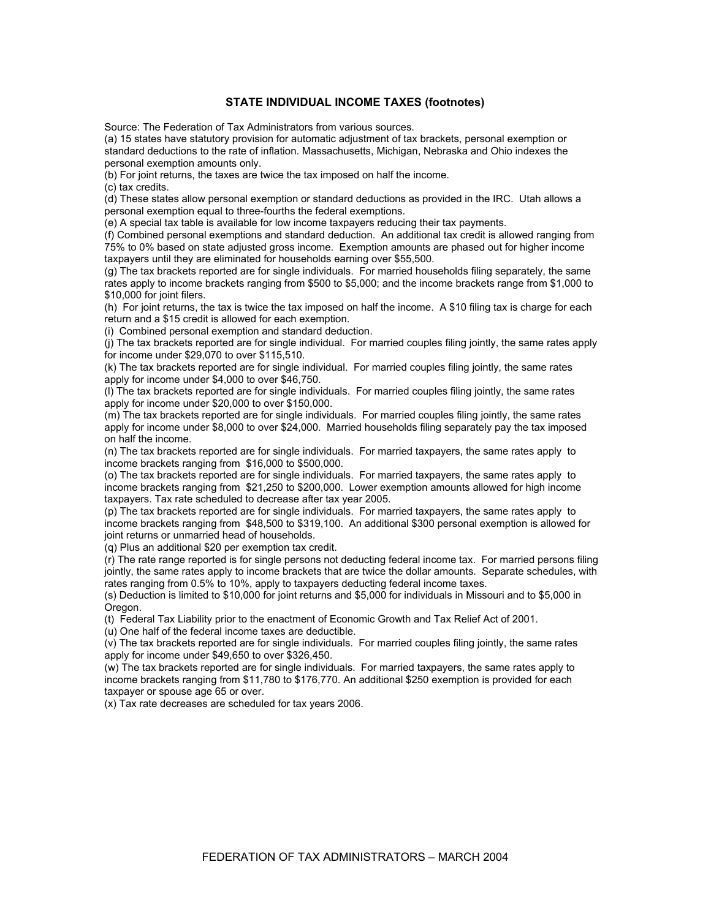### STATE INDIVIDUAL INCOME TAXES (footnotes)

Source: The Federation of Tax Administrators from various sources.

(a) 15 states have statutory provision for automatic adjustment of tax brackets, personal exemption or standard deductions to the rate of inflation. Massachusetts, Michigan, Nebraska and Ohio indexes the personal exemption amounts only.

(b) For joint returns, the taxes are twice the tax imposed on half the income.

(c) tax credits.

(d) These states allow personal exemption or standard deductions as provided in the IRC. Utah allows a personal exemption equal to three-fourths the federal exemptions.

(e) A special tax table is available for low income taxpayers reducing their tax payments.

(f) Combined personal exemptions and standard deduction. An additional tax credit is allowed ranging from 75% to 0% based on state adjusted gross income. Exemption amounts are phased out for higher income taxpayers until they are eliminated for households earning over $55,500.

(g) The tax brackets reported are for single individuals. For married households filing separately, the same rates apply to income brackets ranging from $500 to $5,000; and the income brackets range from $1,000 to $10,000 for joint filers.

(h) For joint returns, the tax is twice the tax imposed on half the income. A $10 filing tax is charge for each return and a $15 credit is allowed for each exemption.

(i) Combined personal exemption and standard deduction.

(j) The tax brackets reported are for single individual. For married couples filing jointly, the same rates apply for income under $29,070 to over $115,510.

(k) The tax brackets reported are for single individual. For married couples filing jointly, the same rates apply for income under $4,000 to over $46,750.

(l) The tax brackets reported are for single individuals. For married couples filing jointly, the same rates apply for income under $20,000 to over $150,000.

(m) The tax brackets reported are for single individuals. For married couples filing jointly, the same rates apply for income under $8,000 to over $24,000. Married households filing separately pay the tax imposed on half the income.

(n) The tax brackets reported are for single individuals. For married taxpayers, the same rates apply to income brackets ranging from $16,000 to $500,000.

(o) The tax brackets reported are for single individuals. For married taxpayers, the same rates apply to income brackets ranging from $21,250 to $200,000. Lower exemption amounts allowed for high income taxpayers. Tax rate scheduled to decrease after tax year 2005.

(p) The tax brackets reported are for single individuals. For married taxpayers, the same rates apply to income brackets ranging from $48,500 to $319,100. An additional $300 personal exemption is allowed for joint returns or unmarried head of households.

(q) Plus an additional $20 per exemption tax credit.

(r) The rate range reported is for single persons not deducting federal income tax. For married persons filing jointly, the same rates apply to income brackets that are twice the dollar amounts. Separate schedules, with rates ranging from 0.5% to 10%, apply to taxpayers deducting federal income taxes.

(s) Deduction is limited to $10,000 for joint returns and $5,000 for individuals in Missouri and to $5,000 in Oregon.

(t) Federal Tax Liability prior to the enactment of Economic Growth and Tax Relief Act of 2001.

(u) One half of the federal income taxes are deductible.

(v) The tax brackets reported are for single individuals. For married couples filing jointly, the same rates apply for income under $49,650 to over $326,450.

(w) The tax brackets reported are for single individuals. For married taxpayers, the same rates apply to income brackets ranging from $11,780 to $176,770. An additional $250 exemption is provided for each taxpayer or spouse age 65 or over.

(x) Tax rate decreases are scheduled for tax years 2006.

FEDERATION OF TAX ADMINISTRATORS – MARCH 2004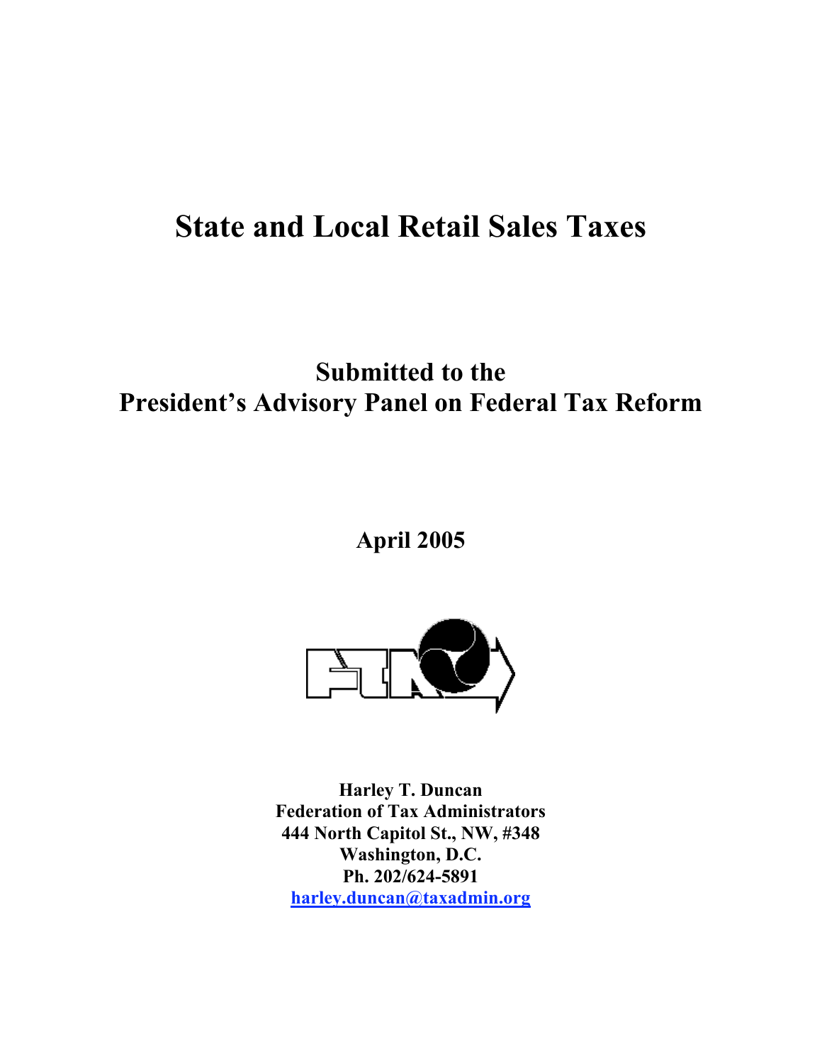# State and Local Retail Sales Taxes

## Submitted to the President's Advisory Panel on Federal Tax Reform

**April 2005**

**Harley T. Duncan**
**Federation of Tax Administrators**
**444 North Capitol St., NW, #348**
**Washington, D.C.**
**Ph. 202/624-5891**
**harley.duncan@taxadmin.org**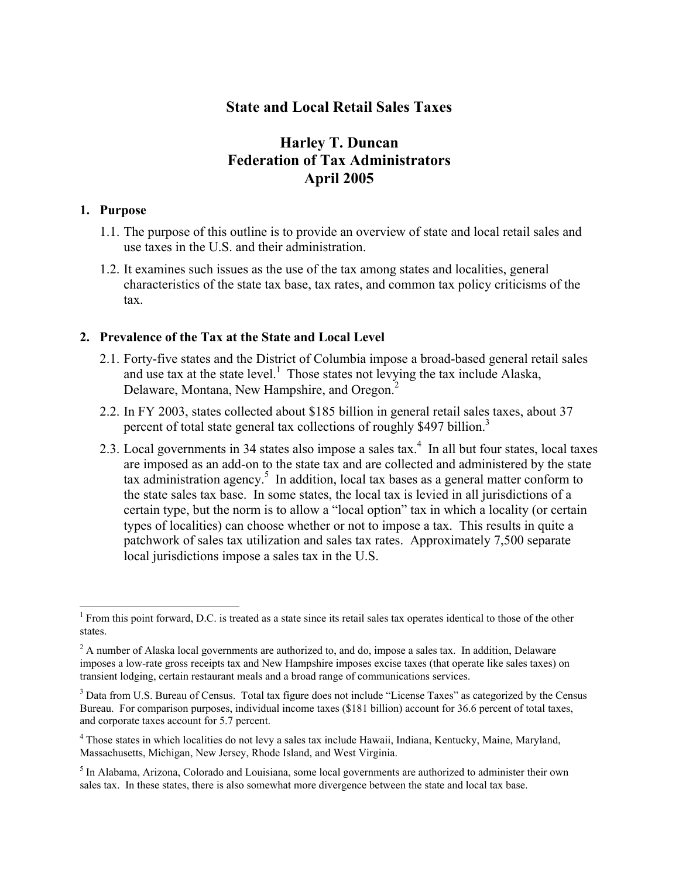# State and Local Retail Sales Taxes

## Harley T. Duncan
## Federation of Tax Administrators
## April 2005

### 1. Purpose

1.1. The purpose of this outline is to provide an overview of state and local retail sales and use taxes in the U.S. and their administration.

1.2. It examines such issues as the use of the tax among states and localities, general characteristics of the state tax base, tax rates, and common tax policy criticisms of the tax.

### 2. Prevalence of the Tax at the State and Local Level

2.1. Forty-five states and the District of Columbia impose a broad-based general retail sales and use tax at the state level.[1] Those states not levying the tax include Alaska, Delaware, Montana, New Hampshire, and Oregon.[2]

2.2. In FY 2003, states collected about $185 billion in general retail sales taxes, about 37 percent of total state general tax collections of roughly $497 billion.[3]

2.3. Local governments in 34 states also impose a sales tax.[4] In all but four states, local taxes are imposed as an add-on to the state tax and are collected and administered by the state tax administration agency.[5] In addition, local tax bases as a general matter conform to the state sales tax base. In some states, the local tax is levied in all jurisdictions of a certain type, but the norm is to allow a "local option" tax in which a locality (or certain types of localities) can choose whether or not to impose a tax. This results in quite a patchwork of sales tax utilization and sales tax rates. Approximately 7,500 separate local jurisdictions impose a sales tax in the U.S.

---

[1] From this point forward, D.C. is treated as a state since its retail sales tax operates identical to those of the other states.

[2] A number of Alaska local governments are authorized to, and do, impose a sales tax. In addition, Delaware imposes a low-rate gross receipts tax and New Hampshire imposes excise taxes (that operate like sales taxes) on transient lodging, certain restaurant meals and a broad range of communications services.

[3] Data from U.S. Bureau of Census. Total tax figure does not include "License Taxes" as categorized by the Census Bureau. For comparison purposes, individual income taxes ($181 billion) account for 36.6 percent of total taxes, and corporate taxes account for 5.7 percent.

[4] Those states in which localities do not levy a sales tax include Hawaii, Indiana, Kentucky, Maine, Maryland, Massachusetts, Michigan, New Jersey, Rhode Island, and West Virginia.

[5] In Alabama, Arizona, Colorado and Louisiana, some local governments are authorized to administer their own sales tax. In these states, there is also somewhat more divergence between the state and local tax base.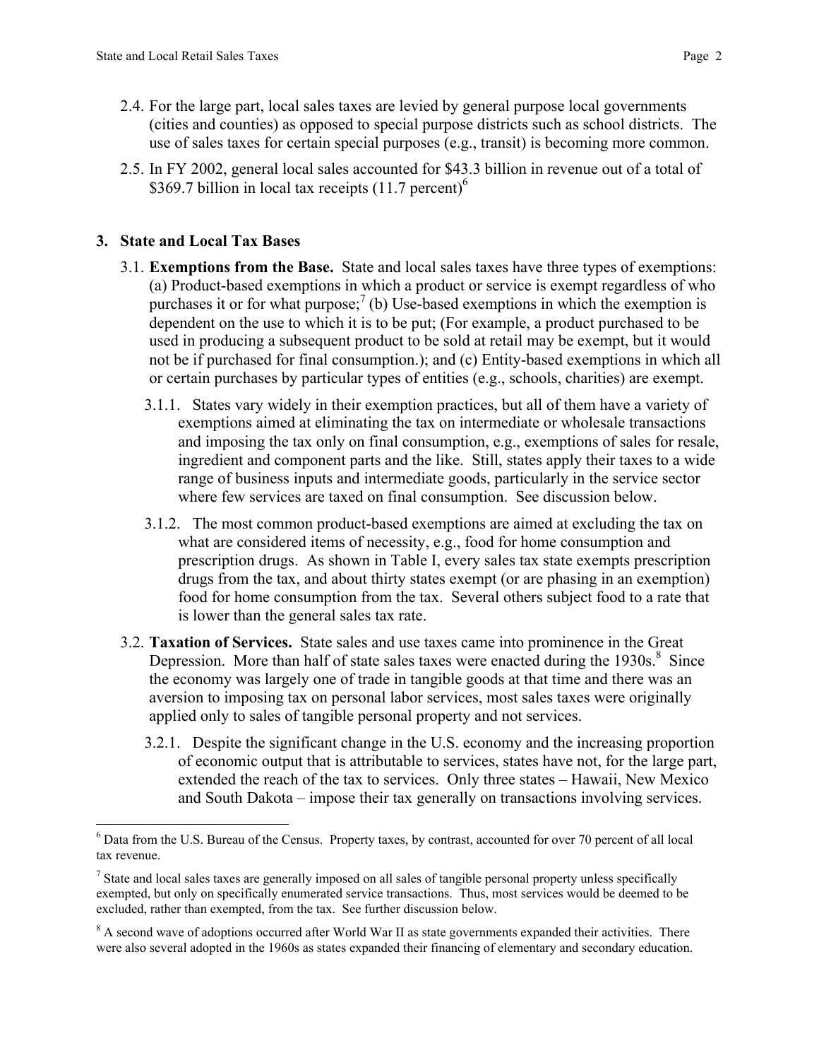2.4. For the large part, local sales taxes are levied by general purpose local governments (cities and counties) as opposed to special purpose districts such as school districts. The use of sales taxes for certain special purposes (e.g., transit) is becoming more common.

2.5. In FY 2002, general local sales accounted for $43.3 billion in revenue out of a total of $369.7 billion in local tax receipts (11.7 percent)[6]

## 3. State and Local Tax Bases

3.1. **Exemptions from the Base.** State and local sales taxes have three types of exemptions: (a) Product-based exemptions in which a product or service is exempt regardless of who purchases it or for what purpose;[7] (b) Use-based exemptions in which the exemption is dependent on the use to which it is to be put; (For example, a product purchased to be used in producing a subsequent product to be sold at retail may be exempt, but it would not be if purchased for final consumption.); and (c) Entity-based exemptions in which all or certain purchases by particular types of entities (e.g., schools, charities) are exempt.

3.1.1. States vary widely in their exemption practices, but all of them have a variety of exemptions aimed at eliminating the tax on intermediate or wholesale transactions and imposing the tax only on final consumption, e.g., exemptions of sales for resale, ingredient and component parts and the like. Still, states apply their taxes to a wide range of business inputs and intermediate goods, particularly in the service sector where few services are taxed on final consumption. See discussion below.

3.1.2. The most common product-based exemptions are aimed at excluding the tax on what are considered items of necessity, e.g., food for home consumption and prescription drugs. As shown in Table I, every sales tax state exempts prescription drugs from the tax, and about thirty states exempt (or are phasing in an exemption) food for home consumption from the tax. Several others subject food to a rate that is lower than the general sales tax rate.

3.2. **Taxation of Services.** State sales and use taxes came into prominence in the Great Depression. More than half of state sales taxes were enacted during the 1930s.[8] Since the economy was largely one of trade in tangible goods at that time and there was an aversion to imposing tax on personal labor services, most sales taxes were originally applied only to sales of tangible personal property and not services.

3.2.1. Despite the significant change in the U.S. economy and the increasing proportion of economic output that is attributable to services, states have not, for the large part, extended the reach of the tax to services. Only three states – Hawaii, New Mexico and South Dakota – impose their tax generally on transactions involving services.

---

[6] Data from the U.S. Bureau of the Census. Property taxes, by contrast, accounted for over 70 percent of all local tax revenue.

[7] State and local sales taxes are generally imposed on all sales of tangible personal property unless specifically exempted, but only on specifically enumerated service transactions. Thus, most services would be deemed to be excluded, rather than exempted, from the tax. See further discussion below.

[8] A second wave of adoptions occurred after World War II as state governments expanded their activities. There were also several adopted in the 1960s as states expanded their financing of elementary and secondary education.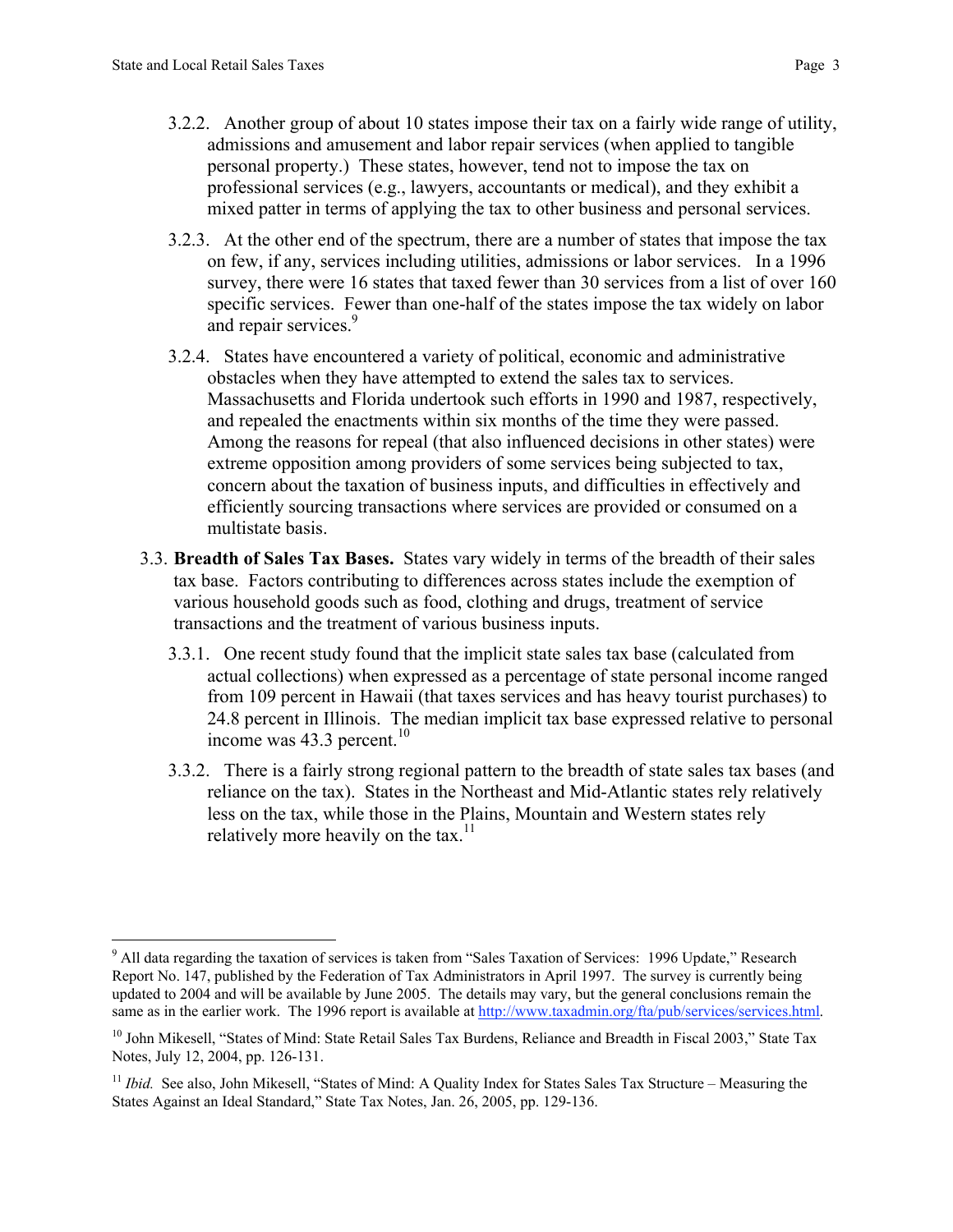3.2.2. Another group of about 10 states impose their tax on a fairly wide range of utility, admissions and amusement and labor repair services (when applied to tangible personal property.) These states, however, tend not to impose the tax on professional services (e.g., lawyers, accountants or medical), and they exhibit a mixed patter in terms of applying the tax to other business and personal services.

3.2.3. At the other end of the spectrum, there are a number of states that impose the tax on few, if any, services including utilities, admissions or labor services. In a 1996 survey, there were 16 states that taxed fewer than 30 services from a list of over 160 specific services. Fewer than one-half of the states impose the tax widely on labor and repair services.[9]

3.2.4. States have encountered a variety of political, economic and administrative obstacles when they have attempted to extend the sales tax to services. Massachusetts and Florida undertook such efforts in 1990 and 1987, respectively, and repealed the enactments within six months of the time they were passed. Among the reasons for repeal (that also influenced decisions in other states) were extreme opposition among providers of some services being subjected to tax, concern about the taxation of business inputs, and difficulties in effectively and efficiently sourcing transactions where services are provided or consumed on a multistate basis.

3.3. **Breadth of Sales Tax Bases.** States vary widely in terms of the breadth of their sales tax base. Factors contributing to differences across states include the exemption of various household goods such as food, clothing and drugs, treatment of service transactions and the treatment of various business inputs.

3.3.1. One recent study found that the implicit state sales tax base (calculated from actual collections) when expressed as a percentage of state personal income ranged from 109 percent in Hawaii (that taxes services and has heavy tourist purchases) to 24.8 percent in Illinois. The median implicit tax base expressed relative to personal income was 43.3 percent.[10]

3.3.2. There is a fairly strong regional pattern to the breadth of state sales tax bases (and reliance on the tax). States in the Northeast and Mid-Atlantic states rely relatively less on the tax, while those in the Plains, Mountain and Western states rely relatively more heavily on the tax.[11]

---

[9] All data regarding the taxation of services is taken from "Sales Taxation of Services: 1996 Update," Research Report No. 147, published by the Federation of Tax Administrators in April 1997. The survey is currently being updated to 2004 and will be available by June 2005. The details may vary, but the general conclusions remain the same as in the earlier work. The 1996 report is available at http://www.taxadmin.org/fta/pub/services/services.html.

[10] John Mikesell, "States of Mind: State Retail Sales Tax Burdens, Reliance and Breadth in Fiscal 2003," State Tax Notes, July 12, 2004, pp. 126-131.

[11] *Ibid.* See also, John Mikesell, "States of Mind: A Quality Index for States Sales Tax Structure – Measuring the States Against an Ideal Standard," State Tax Notes, Jan. 26, 2005, pp. 129-136.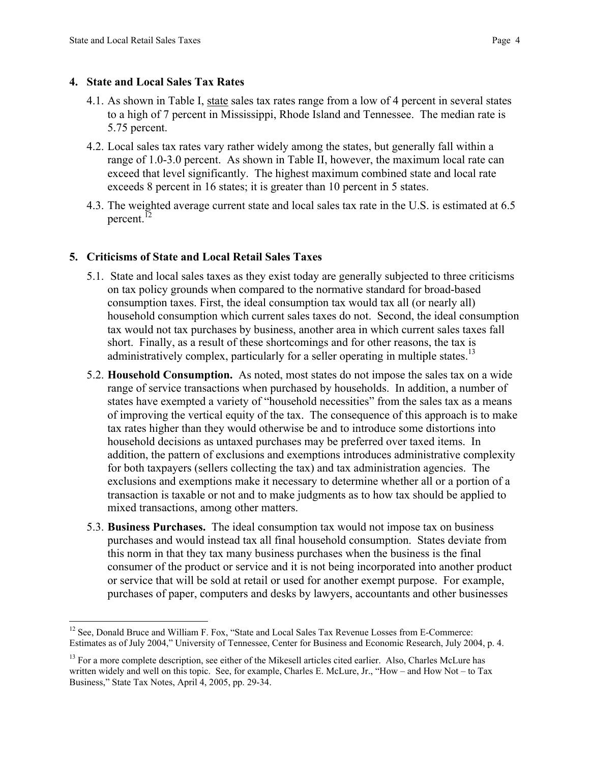## 4. State and Local Sales Tax Rates

4.1. As shown in Table I, state sales tax rates range from a low of 4 percent in several states to a high of 7 percent in Mississippi, Rhode Island and Tennessee. The median rate is 5.75 percent.

4.2. Local sales tax rates vary rather widely among the states, but generally fall within a range of 1.0-3.0 percent. As shown in Table II, however, the maximum local rate can exceed that level significantly. The highest maximum combined state and local rate exceeds 8 percent in 16 states; it is greater than 10 percent in 5 states.

4.3. The weighted average current state and local sales tax rate in the U.S. is estimated at 6.5 percent.[12]

## 5. Criticisms of State and Local Retail Sales Taxes

5.1. State and local sales taxes as they exist today are generally subjected to three criticisms on tax policy grounds when compared to the normative standard for broad-based consumption taxes. First, the ideal consumption tax would tax all (or nearly all) household consumption which current sales taxes do not. Second, the ideal consumption tax would not tax purchases by business, another area in which current sales taxes fall short. Finally, as a result of these shortcomings and for other reasons, the tax is administratively complex, particularly for a seller operating in multiple states.[13]

5.2. **Household Consumption.** As noted, most states do not impose the sales tax on a wide range of service transactions when purchased by households. In addition, a number of states have exempted a variety of "household necessities" from the sales tax as a means of improving the vertical equity of the tax. The consequence of this approach is to make tax rates higher than they would otherwise be and to introduce some distortions into household decisions as untaxed purchases may be preferred over taxed items. In addition, the pattern of exclusions and exemptions introduces administrative complexity for both taxpayers (sellers collecting the tax) and tax administration agencies. The exclusions and exemptions make it necessary to determine whether all or a portion of a transaction is taxable or not and to make judgments as to how tax should be applied to mixed transactions, among other matters.

5.3. **Business Purchases.** The ideal consumption tax would not impose tax on business purchases and would instead tax all final household consumption. States deviate from this norm in that they tax many business purchases when the business is the final consumer of the product or service and it is not being incorporated into another product or service that will be sold at retail or used for another exempt purpose. For example, purchases of paper, computers and desks by lawyers, accountants and other businesses

---

[12] See, Donald Bruce and William F. Fox, "State and Local Sales Tax Revenue Losses from E-Commerce: Estimates as of July 2004," University of Tennessee, Center for Business and Economic Research, July 2004, p. 4.

[13] For a more complete description, see either of the Mikesell articles cited earlier. Also, Charles McLure has written widely and well on this topic. See, for example, Charles E. McLure, Jr., "How – and How Not – to Tax Business," State Tax Notes, April 4, 2005, pp. 29-34.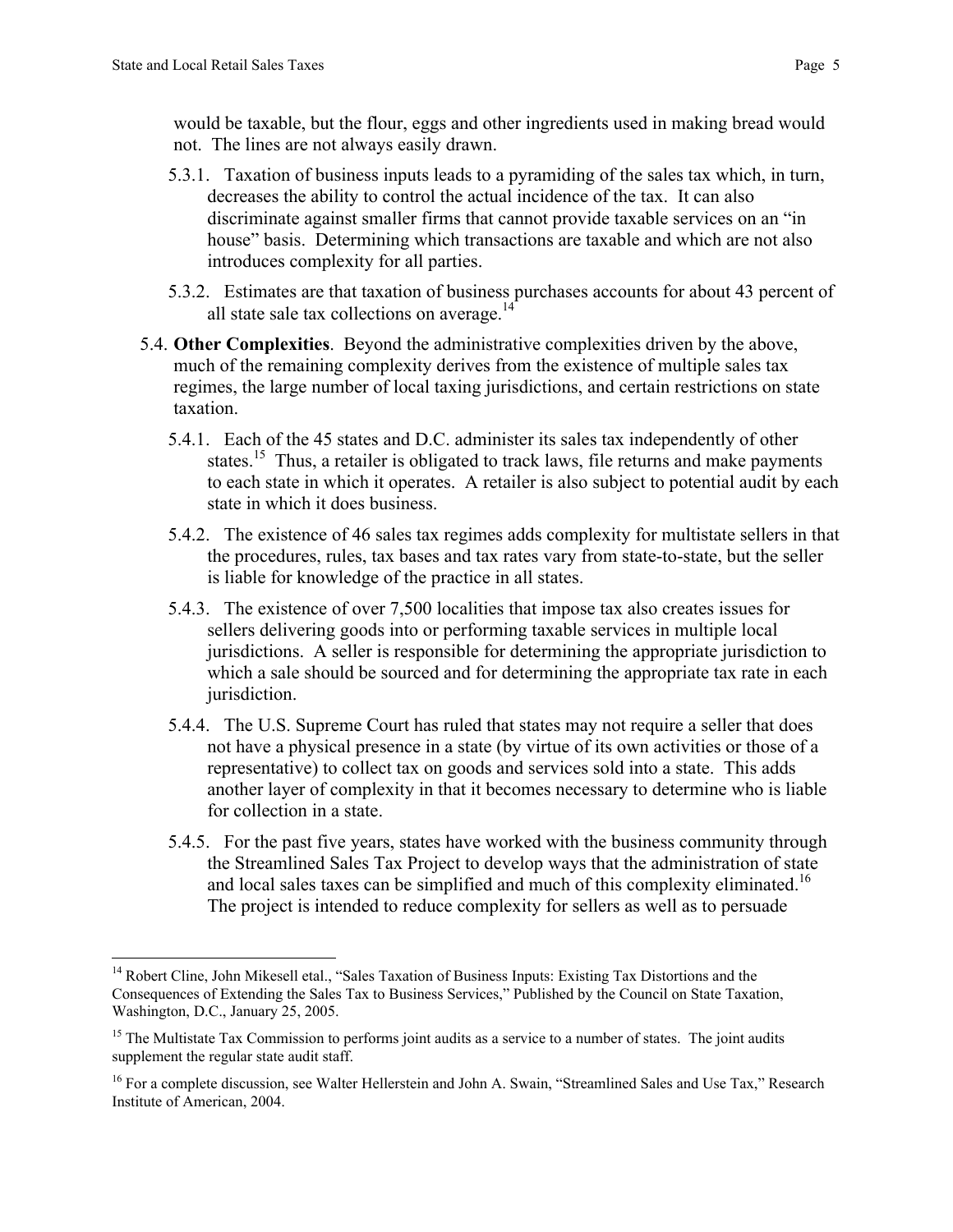would be taxable, but the flour, eggs and other ingredients used in making bread would not. The lines are not always easily drawn.

5.3.1. Taxation of business inputs leads to a pyramiding of the sales tax which, in turn, decreases the ability to control the actual incidence of the tax. It can also discriminate against smaller firms that cannot provide taxable services on an "in house" basis. Determining which transactions are taxable and which are not also introduces complexity for all parties.

5.3.2. Estimates are that taxation of business purchases accounts for about 43 percent of all state sale tax collections on average.[14]

5.4. **Other Complexities**. Beyond the administrative complexities driven by the above, much of the remaining complexity derives from the existence of multiple sales tax regimes, the large number of local taxing jurisdictions, and certain restrictions on state taxation.

5.4.1. Each of the 45 states and D.C. administer its sales tax independently of other states.[15] Thus, a retailer is obligated to track laws, file returns and make payments to each state in which it operates. A retailer is also subject to potential audit by each state in which it does business.

5.4.2. The existence of 46 sales tax regimes adds complexity for multistate sellers in that the procedures, rules, tax bases and tax rates vary from state-to-state, but the seller is liable for knowledge of the practice in all states.

5.4.3. The existence of over 7,500 localities that impose tax also creates issues for sellers delivering goods into or performing taxable services in multiple local jurisdictions. A seller is responsible for determining the appropriate jurisdiction to which a sale should be sourced and for determining the appropriate tax rate in each jurisdiction.

5.4.4. The U.S. Supreme Court has ruled that states may not require a seller that does not have a physical presence in a state (by virtue of its own activities or those of a representative) to collect tax on goods and services sold into a state. This adds another layer of complexity in that it becomes necessary to determine who is liable for collection in a state.

5.4.5. For the past five years, states have worked with the business community through the Streamlined Sales Tax Project to develop ways that the administration of state and local sales taxes can be simplified and much of this complexity eliminated.[16] The project is intended to reduce complexity for sellers as well as to persuade

---

[14] Robert Cline, John Mikesell etal., "Sales Taxation of Business Inputs: Existing Tax Distortions and the Consequences of Extending the Sales Tax to Business Services," Published by the Council on State Taxation, Washington, D.C., January 25, 2005.

[15] The Multistate Tax Commission to performs joint audits as a service to a number of states. The joint audits supplement the regular state audit staff.

[16] For a complete discussion, see Walter Hellerstein and John A. Swain, "Streamlined Sales and Use Tax," Research Institute of American, 2004.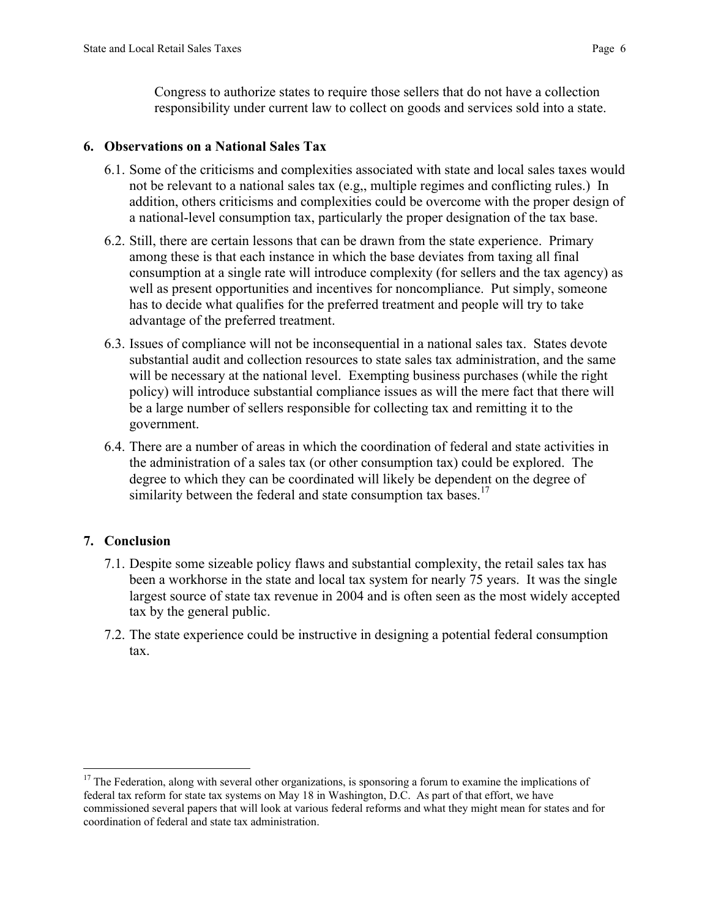Congress to authorize states to require those sellers that do not have a collection responsibility under current law to collect on goods and services sold into a state.

## 6. Observations on a National Sales Tax

6.1. Some of the criticisms and complexities associated with state and local sales taxes would not be relevant to a national sales tax (e.g,, multiple regimes and conflicting rules.) In addition, others criticisms and complexities could be overcome with the proper design of a national-level consumption tax, particularly the proper designation of the tax base.

6.2. Still, there are certain lessons that can be drawn from the state experience. Primary among these is that each instance in which the base deviates from taxing all final consumption at a single rate will introduce complexity (for sellers and the tax agency) as well as present opportunities and incentives for noncompliance. Put simply, someone has to decide what qualifies for the preferred treatment and people will try to take advantage of the preferred treatment.

6.3. Issues of compliance will not be inconsequential in a national sales tax. States devote substantial audit and collection resources to state sales tax administration, and the same will be necessary at the national level. Exempting business purchases (while the right policy) will introduce substantial compliance issues as will the mere fact that there will be a large number of sellers responsible for collecting tax and remitting it to the government.

6.4. There are a number of areas in which the coordination of federal and state activities in the administration of a sales tax (or other consumption tax) could be explored. The degree to which they can be coordinated will likely be dependent on the degree of similarity between the federal and state consumption tax bases.[17]

## 7. Conclusion

7.1. Despite some sizeable policy flaws and substantial complexity, the retail sales tax has been a workhorse in the state and local tax system for nearly 75 years. It was the single largest source of state tax revenue in 2004 and is often seen as the most widely accepted tax by the general public.

7.2. The state experience could be instructive in designing a potential federal consumption tax.

---

[17] The Federation, along with several other organizations, is sponsoring a forum to examine the implications of federal tax reform for state tax systems on May 18 in Washington, D.C. As part of that effort, we have commissioned several papers that will look at various federal reforms and what they might mean for states and for coordination of federal and state tax administration.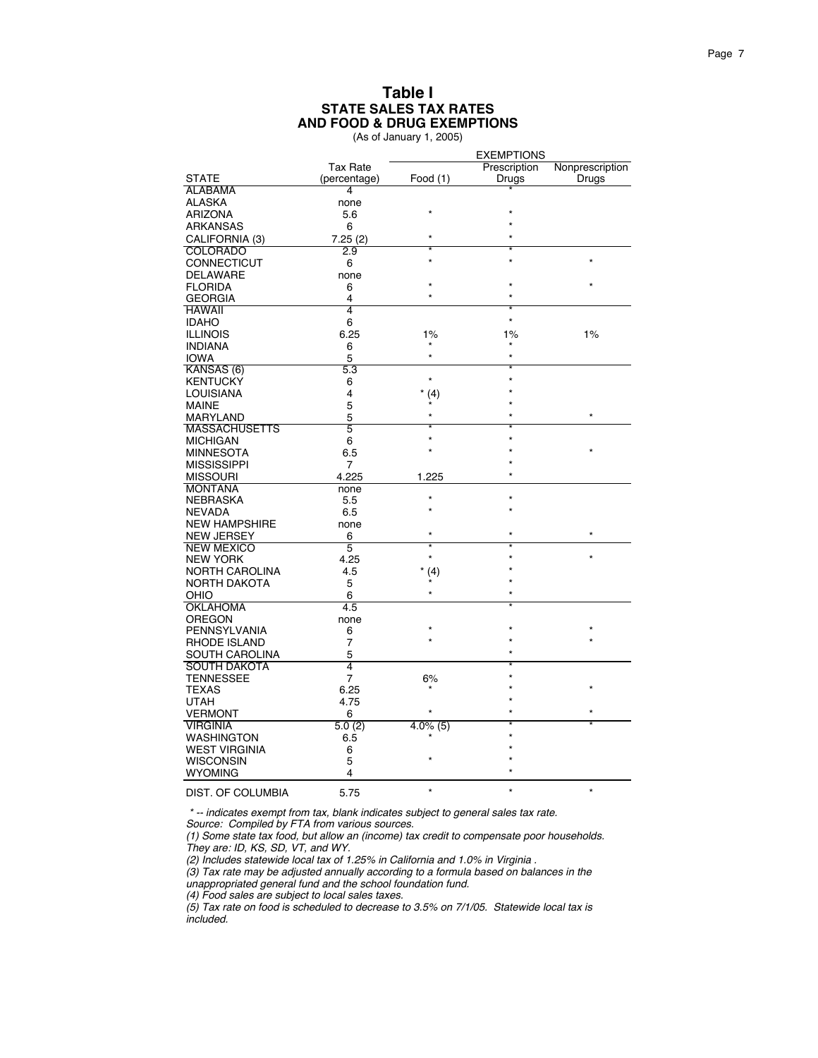# Table I
## STATE SALES TAX RATES AND FOOD & DRUG EXEMPTIONS

(As of January 1, 2005)

| STATE | Tax Rate (percentage) | EXEMPTIONS Food (1) | Prescription Drugs | Nonprescription Drugs |
|---|---|---|---|---|
| ALABAMA | 4 | | * | |
| ALASKA | none | | | |
| ARIZONA | 5.6 | * | * | |
| ARKANSAS | 6 | | * | |
| CALIFORNIA (3) | 7.25 (2) | * | * | |
| COLORADO | 2.9 | * | * | |
| CONNECTICUT | 6 | * | * | * |
| DELAWARE | none | | | |
| FLORIDA | 6 | * | * | * |
| GEORGIA | 4 | * | * | |
| HAWAII | 4 | | * | |
| IDAHO | 6 | | * | |
| ILLINOIS | 6.25 | 1% | 1% | 1% |
| INDIANA | 6 | * | * | |
| IOWA | 5 | * | * | |
| KANSAS (6) | 5.3 | | * | |
| KENTUCKY | 6 | * | * | |
| LOUISIANA | 4 | * (4) | * | |
| MAINE | 5 | * | * | |
| MARYLAND | 5 | * | * | * |
| MASSACHUSETTS | 5 | * | * | |
| MICHIGAN | 6 | * | * | |
| MINNESOTA | 6.5 | * | * | * |
| MISSISSIPPI | 7 | | * | |
| MISSOURI | 4.225 | 1.225 | * | |
| MONTANA | none | | | |
| NEBRASKA | 5.5 | * | * | |
| NEVADA | 6.5 | * | * | |
| NEW HAMPSHIRE | none | | | |
| NEW JERSEY | 6 | * | * | * |
| NEW MEXICO | 5 | * | * | |
| NEW YORK | 4.25 | * | * | * |
| NORTH CAROLINA | 4.5 | * (4) | * | |
| NORTH DAKOTA | 5 | * | * | |
| OHIO | 6 | * | * | |
| OKLAHOMA | 4.5 | | * | |
| OREGON | none | | | |
| PENNSYLVANIA | 6 | * | * | * |
| RHODE ISLAND | 7 | * | * | * |
| SOUTH CAROLINA | 5 | | * | |
| SOUTH DAKOTA | 4 | | * | |
| TENNESSEE | 7 | 6% | * | |
| TEXAS | 6.25 | * | * | * |
| UTAH | 4.75 | | * | |
| VERMONT | 6 | * | * | * |
| VIRGINIA | 5.0 (2) | 4.0% (5) | * | * |
| WASHINGTON | 6.5 | * | * | |
| WEST VIRGINIA | 6 | | * | |
| WISCONSIN | 5 | * | * | |
| WYOMING | 4 | | * | |
| DIST. OF COLUMBIA | 5.75 | * | * | * |

*\* -- indicates exempt from tax, blank indicates subject to general sales tax rate.*

*Source: Compiled by FTA from various sources.*

*(1) Some state tax food, but allow an (income) tax credit to compensate poor households. They are: ID, KS, SD, VT, and WY.*

*(2) Includes statewide local tax of 1.25% in California and 1.0% in Virginia .*

*(3) Tax rate may be adjusted annually according to a formula based on balances in the unappropriated general fund and the school foundation fund.*

*(4) Food sales are subject to local sales taxes.*

*(5) Tax rate on food is scheduled to decrease to 3.5% on 7/1/05. Statewide local tax is included.*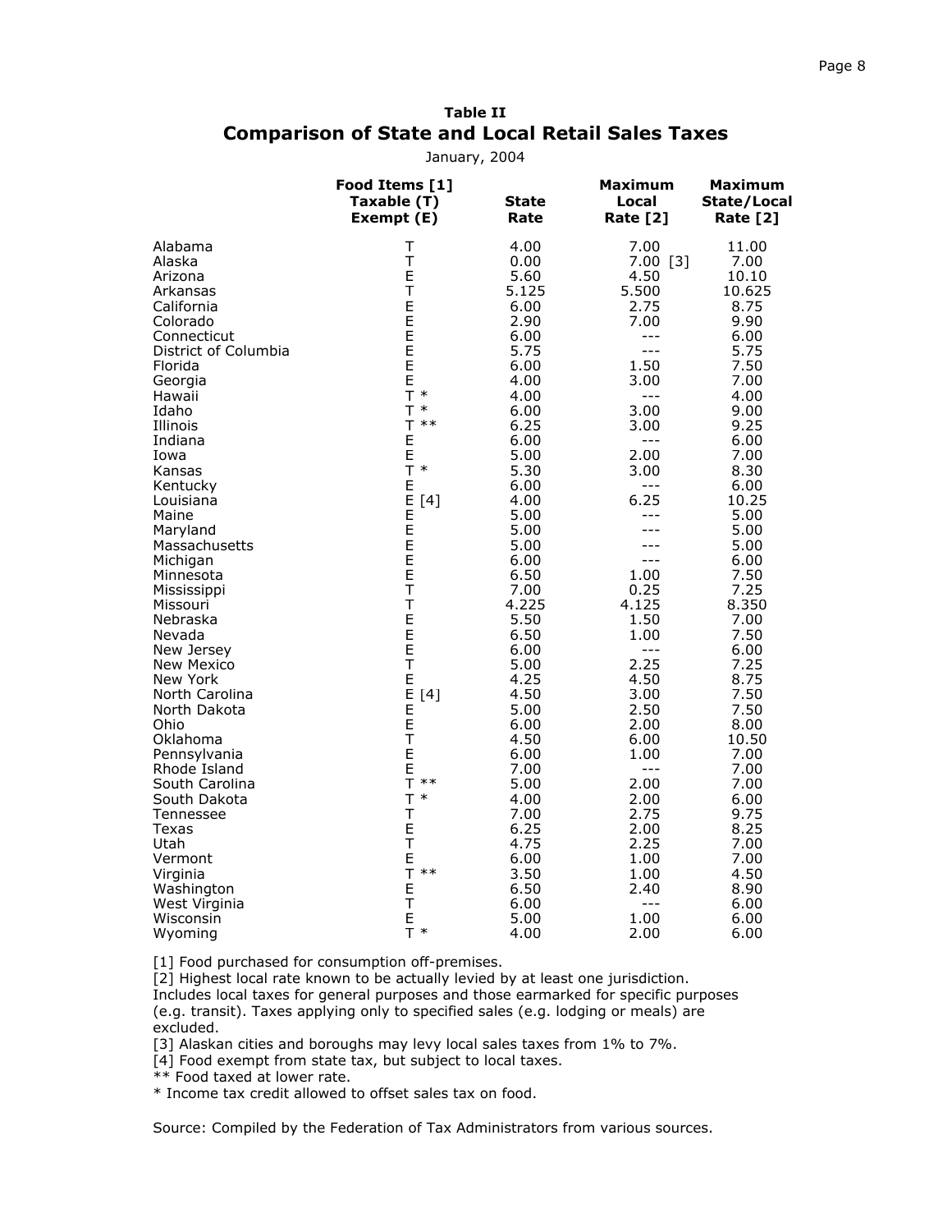**Table II**

## Comparison of State and Local Retail Sales Taxes

January, 2004

| | Food Items [1] Taxable (T) Exempt (E) | State Rate | Maximum Local Rate [2] | Maximum State/Local Rate [2] |
|---|---|---|---|---|
| Alabama | T | 4.00 | 7.00 | 11.00 |
| Alaska | T | 0.00 | 7.00 [3] | 7.00 |
| Arizona | E | 5.60 | 4.50 | 10.10 |
| Arkansas | T | 5.125 | 5.500 | 10.625 |
| California | E | 6.00 | 2.75 | 8.75 |
| Colorado | E | 2.90 | 7.00 | 9.90 |
| Connecticut | E | 6.00 | --- | 6.00 |
| District of Columbia | E | 5.75 | --- | 5.75 |
| Florida | E | 6.00 | 1.50 | 7.50 |
| Georgia | E | 4.00 | 3.00 | 7.00 |
| Hawaii | T * | 4.00 | --- | 4.00 |
| Idaho | T * | 6.00 | 3.00 | 9.00 |
| Illinois | T ** | 6.25 | 3.00 | 9.25 |
| Indiana | E | 6.00 | --- | 6.00 |
| Iowa | E | 5.00 | 2.00 | 7.00 |
| Kansas | T * | 5.30 | 3.00 | 8.30 |
| Kentucky | E | 6.00 | --- | 6.00 |
| Louisiana | E [4] | 4.00 | 6.25 | 10.25 |
| Maine | E | 5.00 | --- | 5.00 |
| Maryland | E | 5.00 | --- | 5.00 |
| Massachusetts | E | 5.00 | --- | 5.00 |
| Michigan | E | 6.00 | --- | 6.00 |
| Minnesota | E | 6.50 | 1.00 | 7.50 |
| Mississippi | T | 7.00 | 0.25 | 7.25 |
| Missouri | T | 4.225 | 4.125 | 8.350 |
| Nebraska | E | 5.50 | 1.50 | 7.00 |
| Nevada | E | 6.50 | 1.00 | 7.50 |
| New Jersey | E | 6.00 | --- | 6.00 |
| New Mexico | T | 5.00 | 2.25 | 7.25 |
| New York | E | 4.25 | 4.50 | 8.75 |
| North Carolina | E [4] | 4.50 | 3.00 | 7.50 |
| North Dakota | E | 5.00 | 2.50 | 7.50 |
| Ohio | E | 6.00 | 2.00 | 8.00 |
| Oklahoma | T | 4.50 | 6.00 | 10.50 |
| Pennsylvania | E | 6.00 | 1.00 | 7.00 |
| Rhode Island | E | 7.00 | --- | 7.00 |
| South Carolina | T ** | 5.00 | 2.00 | 7.00 |
| South Dakota | T * | 4.00 | 2.00 | 6.00 |
| Tennessee | T | 7.00 | 2.75 | 9.75 |
| Texas | E | 6.25 | 2.00 | 8.25 |
| Utah | T | 4.75 | 2.25 | 7.00 |
| Vermont | E | 6.00 | 1.00 | 7.00 |
| Virginia | T ** | 3.50 | 1.00 | 4.50 |
| Washington | E | 6.50 | 2.40 | 8.90 |
| West Virginia | T | 6.00 | --- | 6.00 |
| Wisconsin | E | 5.00 | 1.00 | 6.00 |
| Wyoming | T * | 4.00 | 2.00 | 6.00 |

[1] Food purchased for consumption off-premises.
[2] Highest local rate known to be actually levied by at least one jurisdiction. Includes local taxes for general purposes and those earmarked for specific purposes (e.g. transit). Taxes applying only to specified sales (e.g. lodging or meals) are excluded.
[3] Alaskan cities and boroughs may levy local sales taxes from 1% to 7%.
[4] Food exempt from state tax, but subject to local taxes.
** Food taxed at lower rate.
* Income tax credit allowed to offset sales tax on food.

Source: Compiled by the Federation of Tax Administrators from various sources.